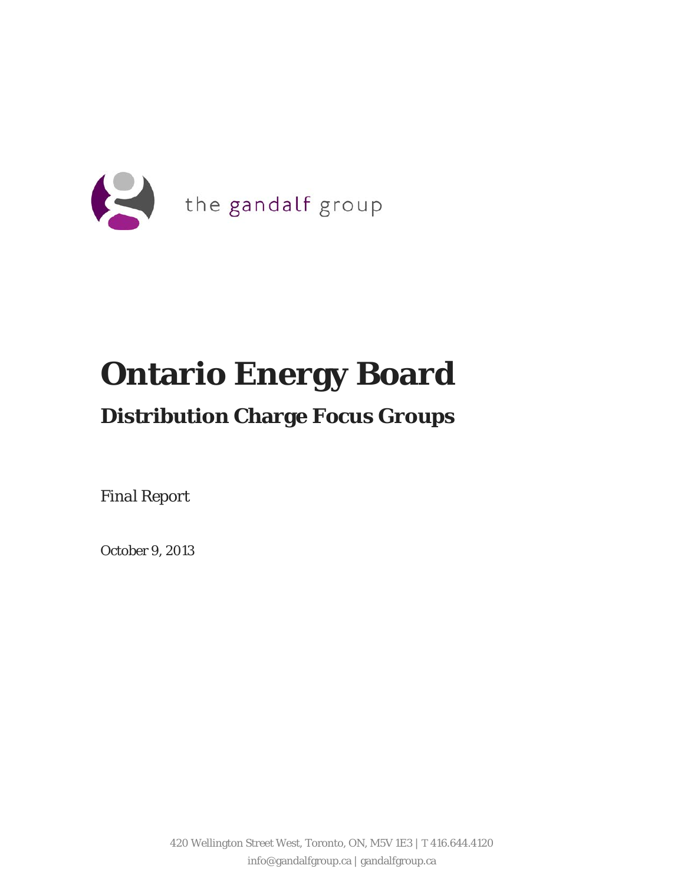the gandalf group

# Ontario Energy Board

## Distribution Charge Focus Groups

*Final Report*

October 9, 2013

420 Wellington Street West, Toronto, ON, M5V 1E3 | T 416.644.4120
info@gandalfgroup.ca | gandalfgroup.ca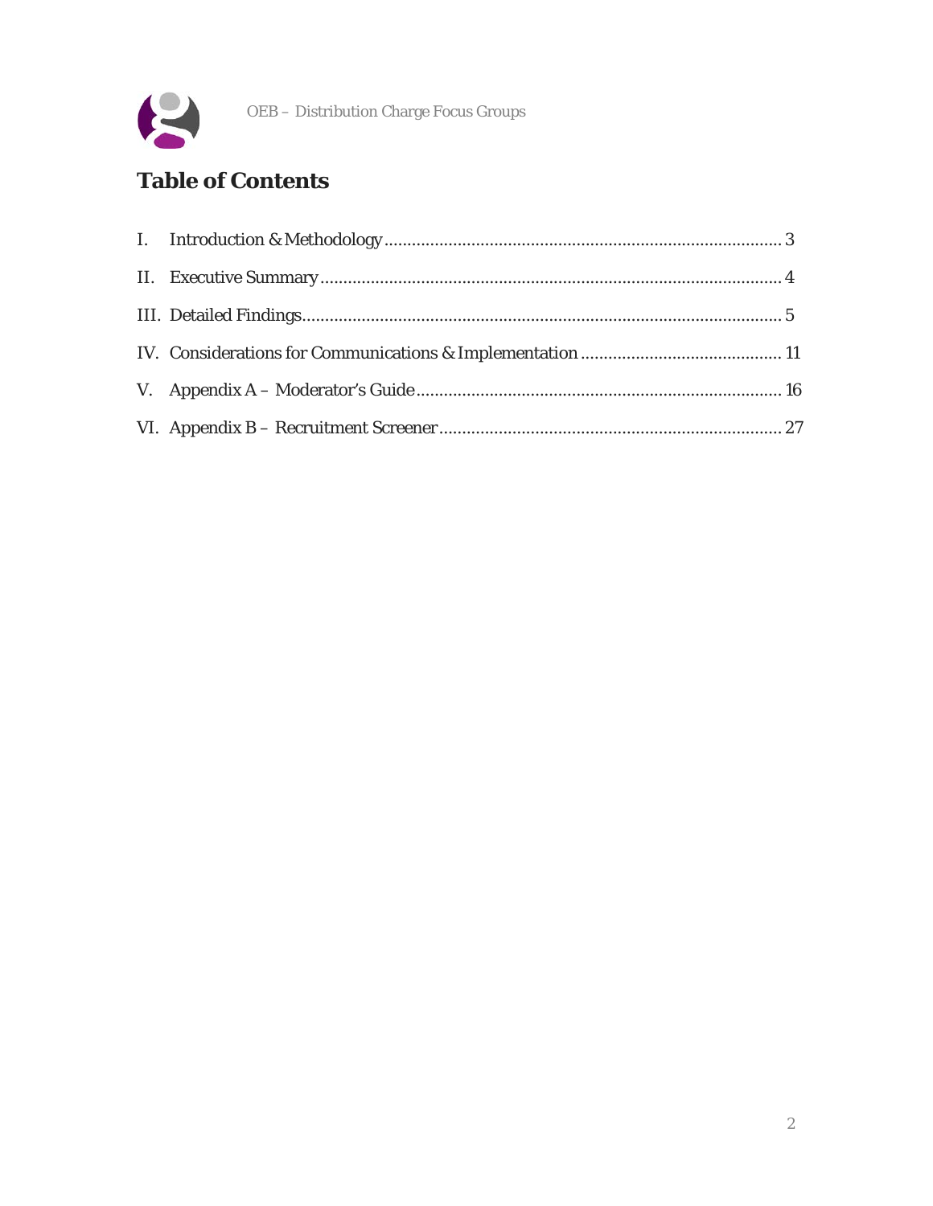## Table of Contents

I. Introduction & Methodology ........................................................................................ 3

II. Executive Summary ...................................................................................................... 4

III. Detailed Findings ......................................................................................................... 5

IV. Considerations for Communications & Implementation ............................................ 11

V. Appendix A – Moderator's Guide ................................................................................ 16

VI. Appendix B – Recruitment Screener .......................................................................... 27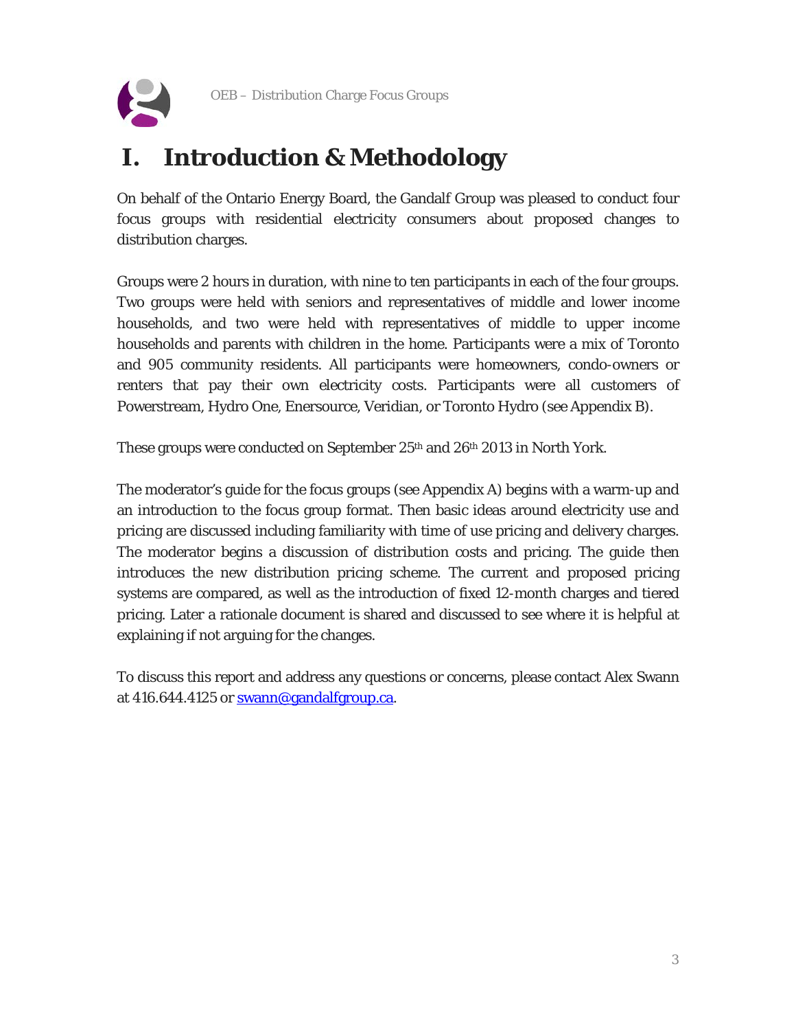# I. Introduction & Methodology

On behalf of the Ontario Energy Board, the Gandalf Group was pleased to conduct four focus groups with residential electricity consumers about proposed changes to distribution charges.

Groups were 2 hours in duration, with nine to ten participants in each of the four groups. Two groups were held with seniors and representatives of middle and lower income households, and two were held with representatives of middle to upper income households and parents with children in the home. Participants were a mix of Toronto and 905 community residents. All participants were homeowners, condo-owners or renters that pay their own electricity costs. Participants were all customers of Powerstream, Hydro One, Enersource, Veridian, or Toronto Hydro (see Appendix B).

These groups were conducted on September 25th and 26th 2013 in North York.

The moderator's guide for the focus groups (see Appendix A) begins with a warm-up and an introduction to the focus group format. Then basic ideas around electricity use and pricing are discussed including familiarity with time of use pricing and delivery charges. The moderator begins a discussion of distribution costs and pricing. The guide then introduces the new distribution pricing scheme. The current and proposed pricing systems are compared, as well as the introduction of fixed 12-month charges and tiered pricing. Later a rationale document is shared and discussed to see where it is helpful at explaining if not arguing for the changes.

To discuss this report and address any questions or concerns, please contact Alex Swann at 416.644.4125 or swann@gandalfgroup.ca.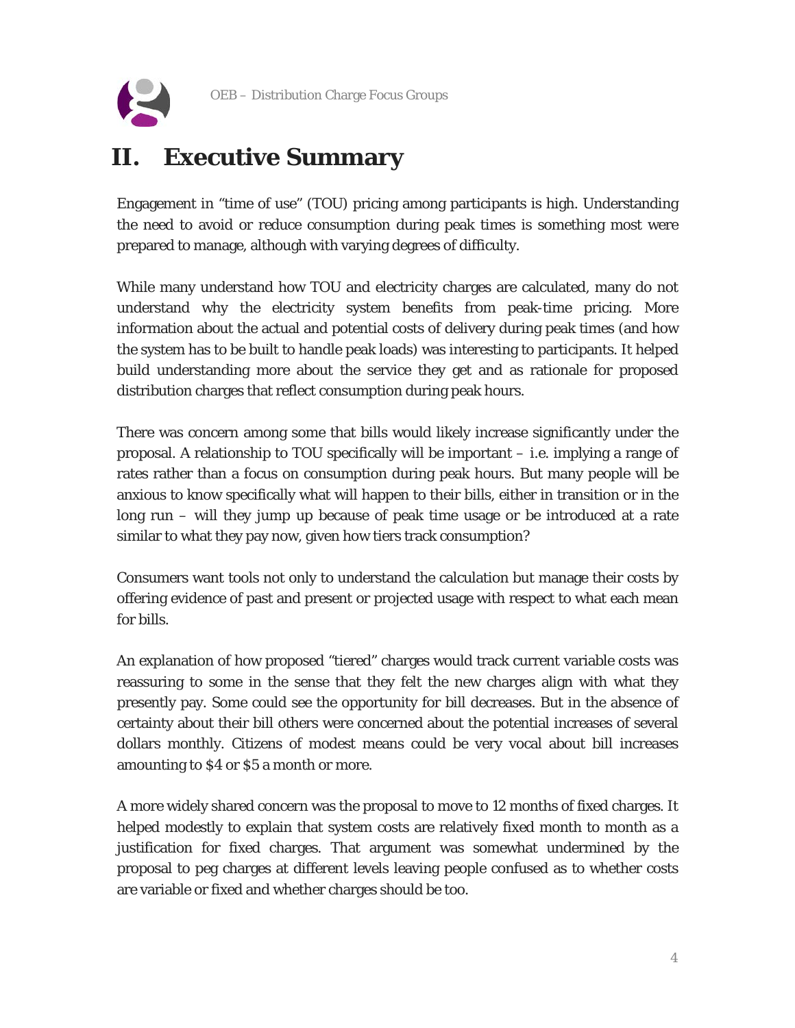# II. Executive Summary

Engagement in "time of use" (TOU) pricing among participants is high. Understanding the need to avoid or reduce consumption during peak times is something most were prepared to manage, although with varying degrees of difficulty.

While many understand how TOU and electricity charges are calculated, many do not understand why the electricity system benefits from peak-time pricing. More information about the actual and potential costs of delivery during peak times (and how the system has to be built to handle peak loads) was interesting to participants. It helped build understanding more about the service they get and as rationale for proposed distribution charges that reflect consumption during peak hours.

There was concern among some that bills would likely increase significantly under the proposal. A relationship to TOU specifically will be important – i.e. implying a range of rates rather than a focus on consumption during peak hours. But many people will be anxious to know specifically what will happen to their bills, either in transition or in the long run – will they jump up because of peak time usage or be introduced at a rate similar to what they pay now, given how tiers track consumption?

Consumers want tools not only to understand the calculation but manage their costs by offering evidence of past and present or projected usage with respect to what each mean for bills.

An explanation of how proposed "tiered" charges would track current variable costs was reassuring to some in the sense that they felt the new charges align with what they presently pay. Some could see the opportunity for bill decreases. But in the absence of certainty about their bill others were concerned about the potential increases of several dollars monthly. Citizens of modest means could be very vocal about bill increases amounting to $4 or $5 a month or more.

A more widely shared concern was the proposal to move to 12 months of fixed charges. It helped modestly to explain that system costs are relatively fixed month to month as a justification for fixed charges. That argument was somewhat undermined by the proposal to peg charges at different levels leaving people confused as to whether costs are variable or fixed and whether charges should be too.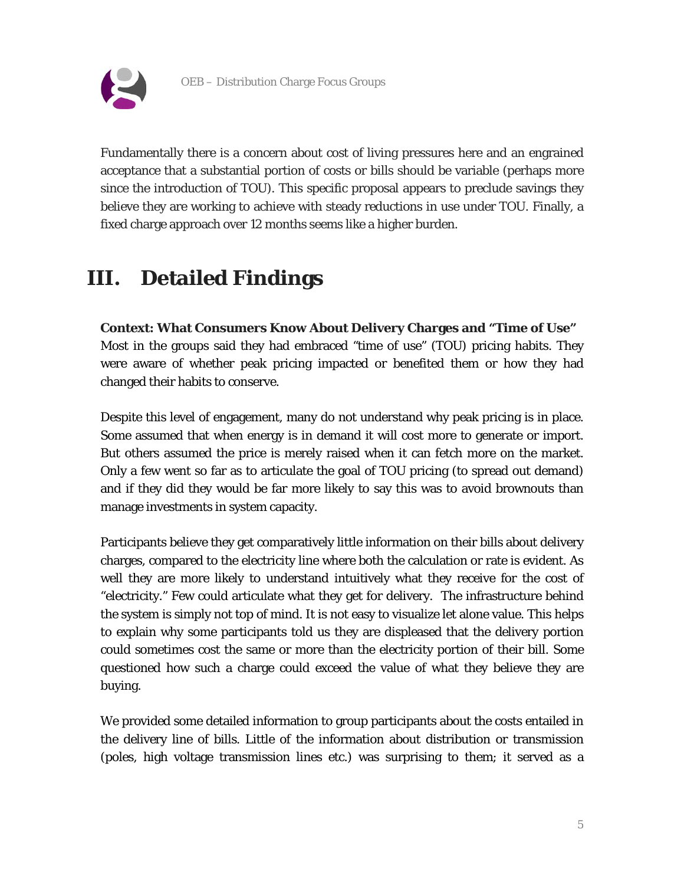Fundamentally there is a concern about cost of living pressures here and an engrained acceptance that a substantial portion of costs or bills should be variable (perhaps more since the introduction of TOU). This specific proposal appears to preclude savings they believe they are working to achieve with steady reductions in use under TOU. Finally, a fixed charge approach over 12 months seems like a higher burden.

# III. Detailed Findings

**Context: What Consumers Know About Delivery Charges and "Time of Use"**

Most in the groups said they had embraced "time of use" (TOU) pricing habits. They were aware of whether peak pricing impacted or benefited them or how they had changed their habits to conserve.

Despite this level of engagement, many do not understand why peak pricing is in place. Some assumed that when energy is in demand it will cost more to generate or import. But others assumed the price is merely raised when it can fetch more on the market. Only a few went so far as to articulate the goal of TOU pricing (to spread out demand) and if they did they would be far more likely to say this was to avoid brownouts than manage investments in system capacity.

Participants believe they get comparatively little information on their bills about delivery charges, compared to the electricity line where both the calculation or rate is evident. As well they are more likely to understand intuitively what they receive for the cost of "electricity." Few could articulate what they get for delivery. The infrastructure behind the system is simply not top of mind. It is not easy to visualize let alone value. This helps to explain why some participants told us they are displeased that the delivery portion could sometimes cost the same or more than the electricity portion of their bill. Some questioned how such a charge could exceed the value of what they believe they are buying.

We provided some detailed information to group participants about the costs entailed in the delivery line of bills. Little of the information about distribution or transmission (poles, high voltage transmission lines etc.) was surprising to them; it served as a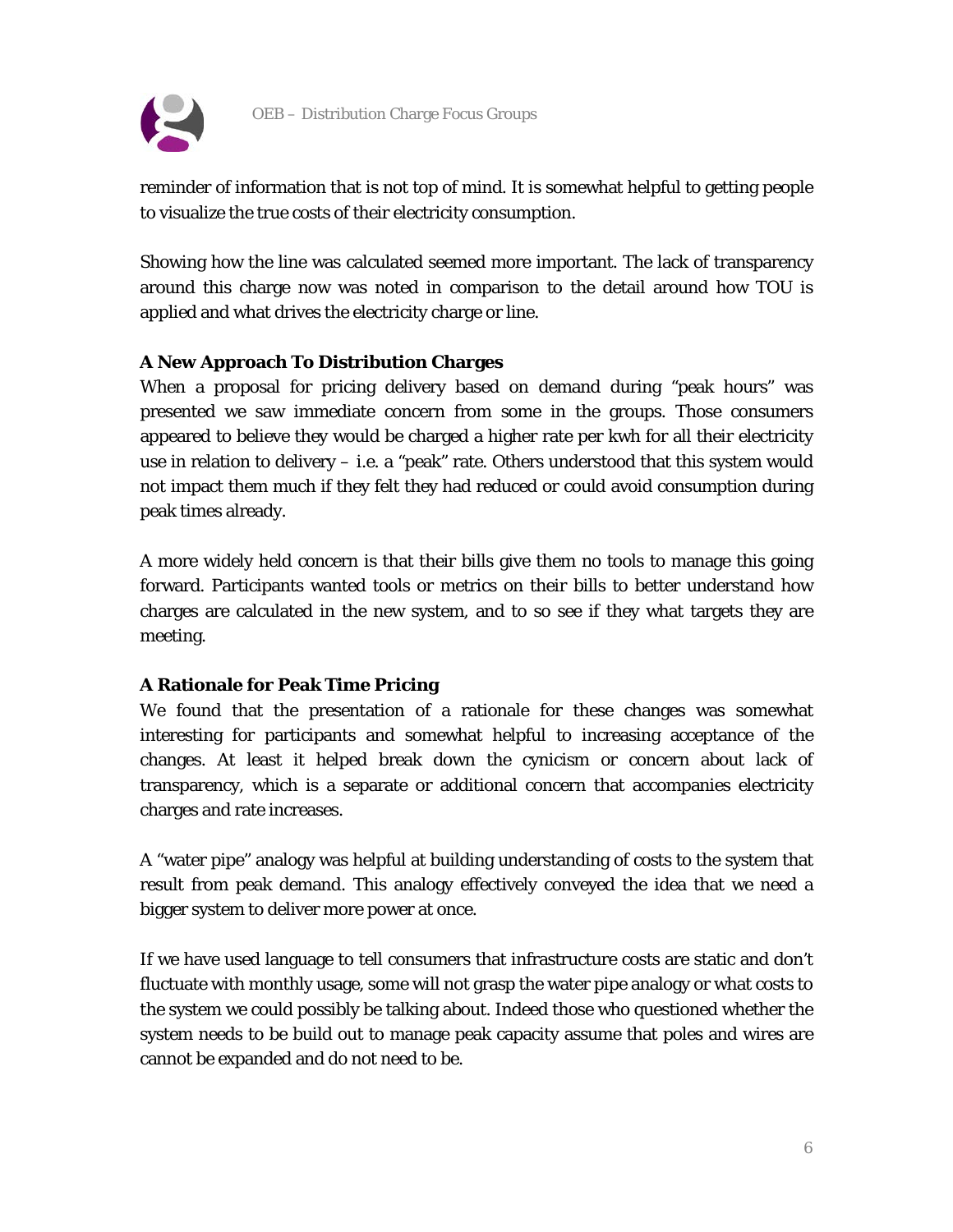reminder of information that is not top of mind. It is somewhat helpful to getting people to visualize the true costs of their electricity consumption.

Showing how the line was calculated seemed more important. The lack of transparency around this charge now was noted in comparison to the detail around how TOU is applied and what drives the electricity charge or line.

**A New Approach To Distribution Charges**

When a proposal for pricing delivery based on demand during "peak hours" was presented we saw immediate concern from some in the groups. Those consumers appeared to believe they would be charged a higher rate per kwh for all their electricity use in relation to delivery – i.e. a "peak" rate. Others understood that this system would not impact them much if they felt they had reduced or could avoid consumption during peak times already.

A more widely held concern is that their bills give them no tools to manage this going forward. Participants wanted tools or metrics on their bills to better understand how charges are calculated in the new system, and to so see if they what targets they are meeting.

**A Rationale for Peak Time Pricing**

We found that the presentation of a rationale for these changes was somewhat interesting for participants and somewhat helpful to increasing acceptance of the changes. At least it helped break down the cynicism or concern about lack of transparency, which is a separate or additional concern that accompanies electricity charges and rate increases.

A "water pipe" analogy was helpful at building understanding of costs to the system that result from peak demand. This analogy effectively conveyed the idea that we need a bigger system to deliver more power at once.

If we have used language to tell consumers that infrastructure costs are static and don't fluctuate with monthly usage, some will not grasp the water pipe analogy or what costs to the system we could possibly be talking about. Indeed those who questioned whether the system needs to be build out to manage peak capacity assume that poles and wires are cannot be expanded and do not need to be.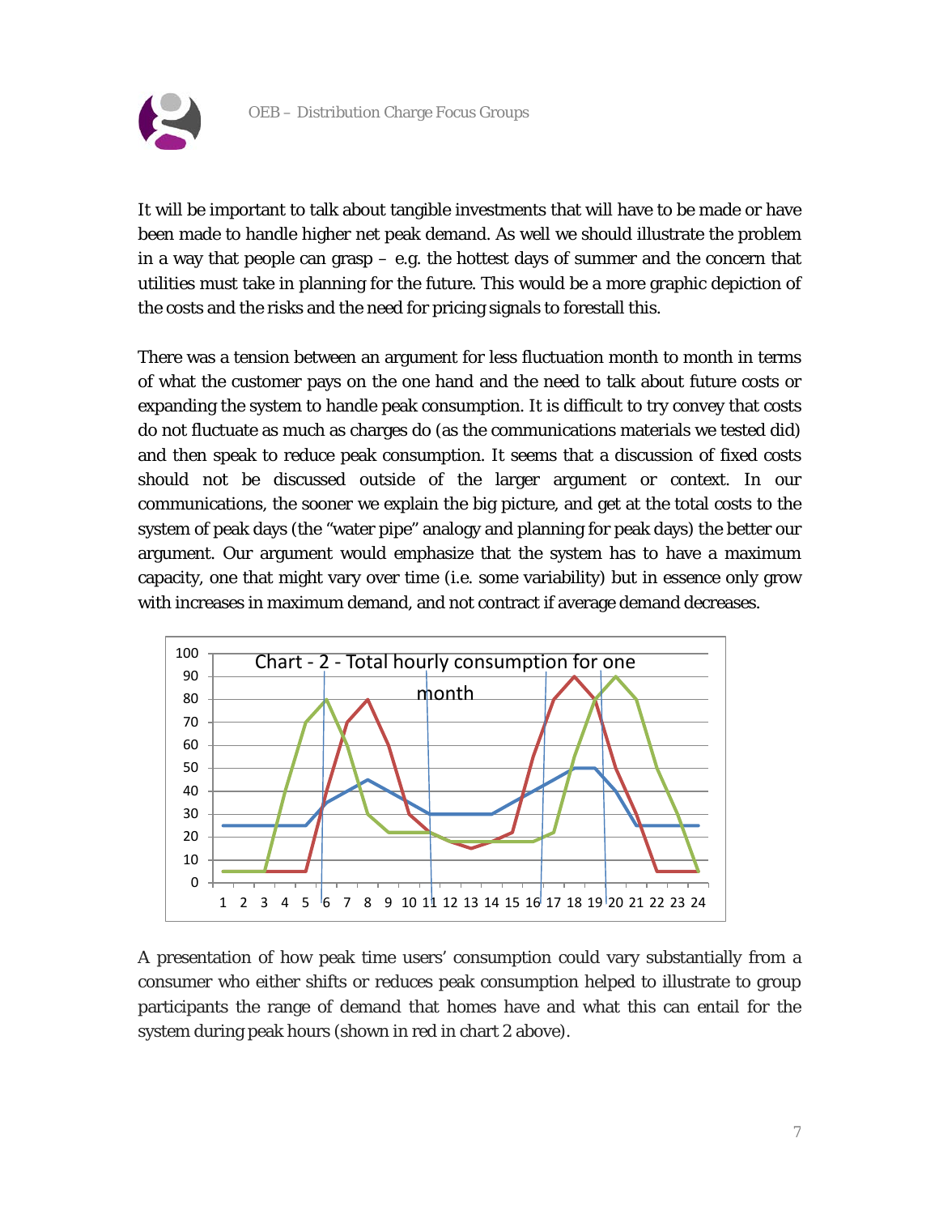It will be important to talk about tangible investments that will have to be made or have been made to handle higher net peak demand. As well we should illustrate the problem in a way that people can grasp – e.g. the hottest days of summer and the concern that utilities must take in planning for the future. This would be a more graphic depiction of the costs and the risks and the need for pricing signals to forestall this.

There was a tension between an argument for less fluctuation month to month in terms of what the customer pays on the one hand and the need to talk about future costs or expanding the system to handle peak consumption. It is difficult to try convey that costs do not fluctuate as much as charges do (as the communications materials we tested did) and then speak to reduce peak consumption. It seems that a discussion of fixed costs should not be discussed outside of the larger argument or context. In our communications, the sooner we explain the big picture, and get at the total costs to the system of peak days (the "water pipe" analogy and planning for peak days) the better our argument. Our argument would emphasize that the system has to have a maximum capacity, one that might vary over time (i.e. some variability) but in essence only grow with increases in maximum demand, and not contract if average demand decreases.

Chart - 2 - Total hourly consumption for one month

A presentation of how peak time users' consumption could vary substantially from a consumer who either shifts or reduces peak consumption helped to illustrate to group participants the range of demand that homes have and what this can entail for the system during peak hours (shown in red in chart 2 above).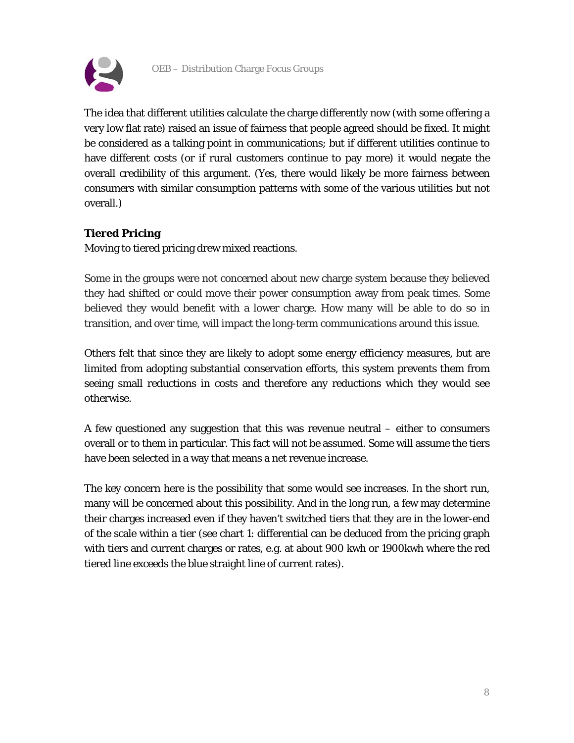The idea that different utilities calculate the charge differently now (with some offering a very low flat rate) raised an issue of fairness that people agreed should be fixed. It might be considered as a talking point in communications; but if different utilities continue to have different costs (or if rural customers continue to pay more) it would negate the overall credibility of this argument. (Yes, there would likely be more fairness between consumers with similar consumption patterns with some of the various utilities but not overall.)

**Tiered Pricing**

Moving to tiered pricing drew mixed reactions.

Some in the groups were not concerned about new charge system because they believed they had shifted or could move their power consumption away from peak times. Some believed they would benefit with a lower charge. How many will be able to do so in transition, and over time, will impact the long-term communications around this issue.

Others felt that since they are likely to adopt some energy efficiency measures, but are limited from adopting substantial conservation efforts, this system prevents them from seeing small reductions in costs and therefore any reductions which they would see otherwise.

A few questioned any suggestion that this was revenue neutral – either to consumers overall or to them in particular. This fact will not be assumed. Some will assume the tiers have been selected in a way that means a net revenue increase.

The key concern here is the possibility that some would see increases. In the short run, many will be concerned about this possibility. And in the long run, a few may determine their charges increased even if they haven't switched tiers that they are in the lower-end of the scale within a tier (see chart 1: differential can be deduced from the pricing graph with tiers and current charges or rates, e.g. at about 900 kwh or 1900kwh where the red tiered line exceeds the blue straight line of current rates).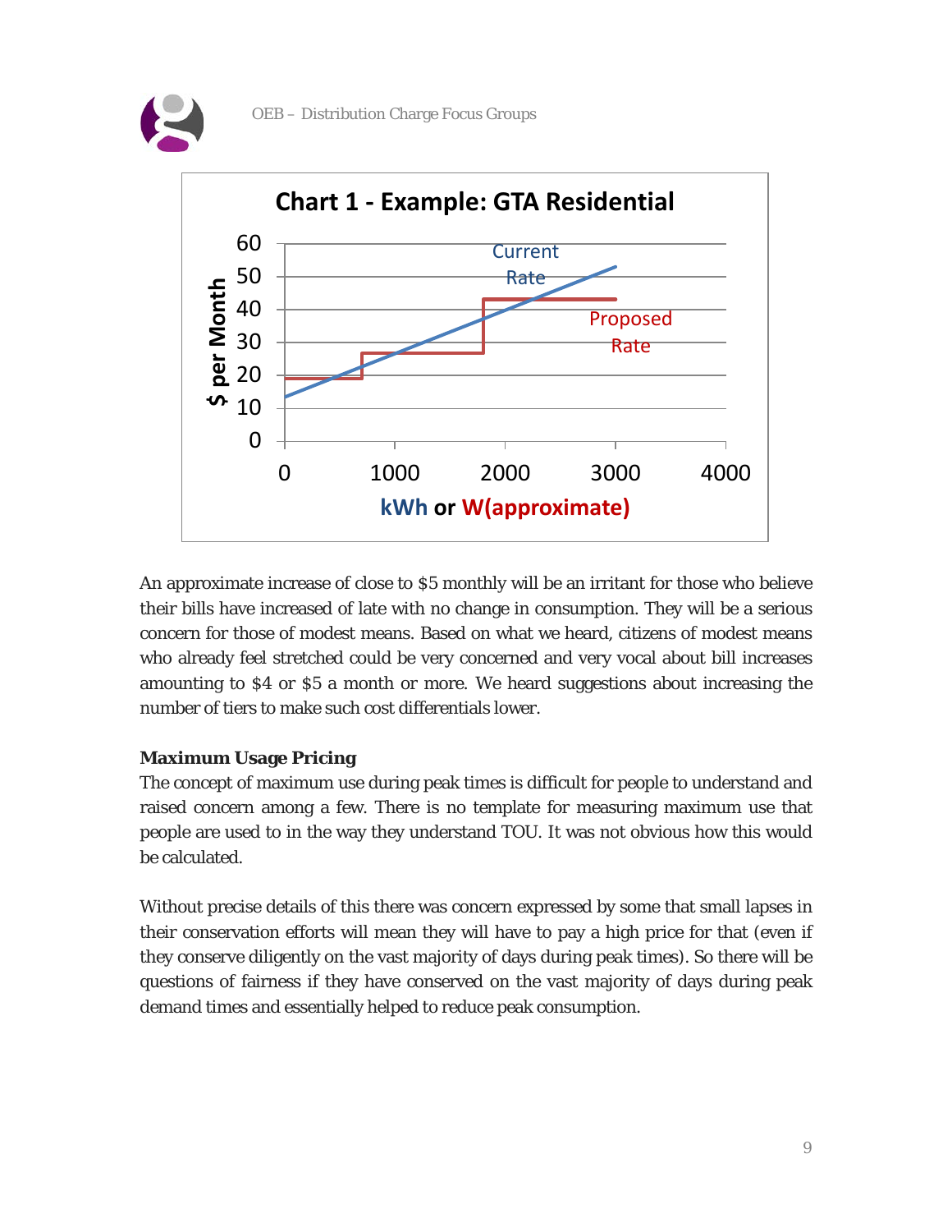Chart 1 - Example: GTA Residential

An approximate increase of close to $5 monthly will be an irritant for those who believe their bills have increased of late with no change in consumption. They will be a serious concern for those of modest means. Based on what we heard, citizens of modest means who already feel stretched could be very concerned and very vocal about bill increases amounting to $4 or $5 a month or more. We heard suggestions about increasing the number of tiers to make such cost differentials lower.

**Maximum Usage Pricing**

The concept of maximum use during peak times is difficult for people to understand and raised concern among a few. There is no template for measuring maximum use that people are used to in the way they understand TOU. It was not obvious how this would be calculated.

Without precise details of this there was concern expressed by some that small lapses in their conservation efforts will mean they will have to pay a high price for that (even if they conserve diligently on the vast majority of days during peak times). So there will be questions of fairness if they have conserved on the vast majority of days during peak demand times and essentially helped to reduce peak consumption.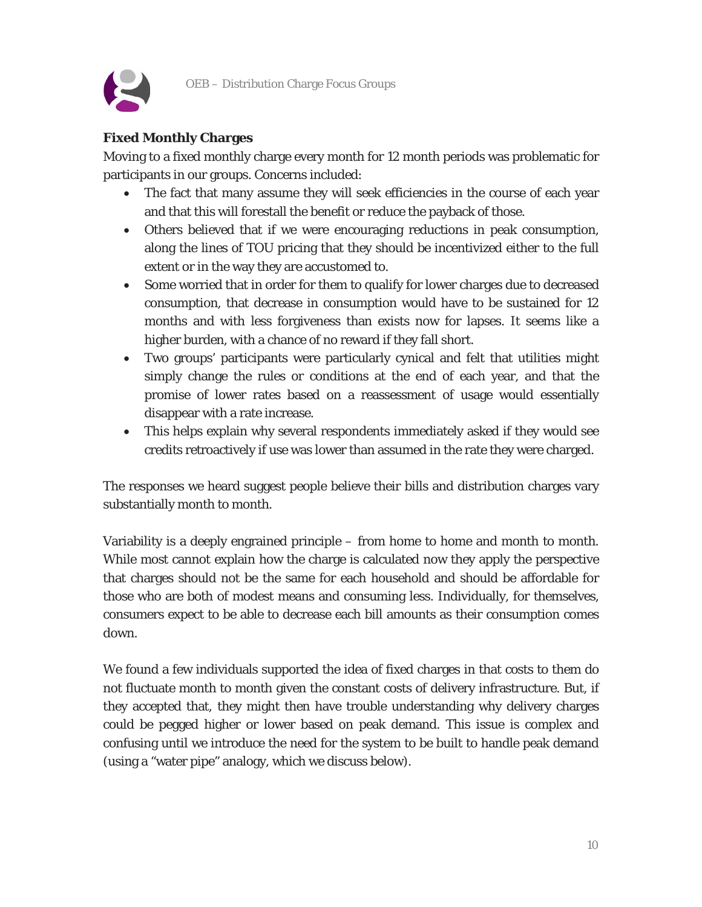**Fixed Monthly Charges**

Moving to a fixed monthly charge every month for 12 month periods was problematic for participants in our groups. Concerns included:

- The fact that many assume they will seek efficiencies in the course of each year and that this will forestall the benefit or reduce the payback of those.
- Others believed that if we were encouraging reductions in peak consumption, along the lines of TOU pricing that they should be incentivized either to the full extent or in the way they are accustomed to.
- Some worried that in order for them to qualify for lower charges due to decreased consumption, that decrease in consumption would have to be sustained for 12 months and with less forgiveness than exists now for lapses. It seems like a higher burden, with a chance of no reward if they fall short.
- Two groups' participants were particularly cynical and felt that utilities might simply change the rules or conditions at the end of each year, and that the promise of lower rates based on a reassessment of usage would essentially disappear with a rate increase.
- This helps explain why several respondents immediately asked if they would see credits retroactively if use was lower than assumed in the rate they were charged.

The responses we heard suggest people believe their bills and distribution charges vary substantially month to month.

Variability is a deeply engrained principle – from home to home and month to month. While most cannot explain how the charge is calculated now they apply the perspective that charges should not be the same for each household and should be affordable for those who are both of modest means and consuming less. Individually, for themselves, consumers expect to be able to decrease each bill amounts as their consumption comes down.

We found a few individuals supported the idea of fixed charges in that costs to them do not fluctuate month to month given the constant costs of delivery infrastructure. But, if they accepted that, they might then have trouble understanding why delivery charges could be pegged higher or lower based on peak demand. This issue is complex and confusing until we introduce the need for the system to be built to handle peak demand (using a "water pipe" analogy, which we discuss below).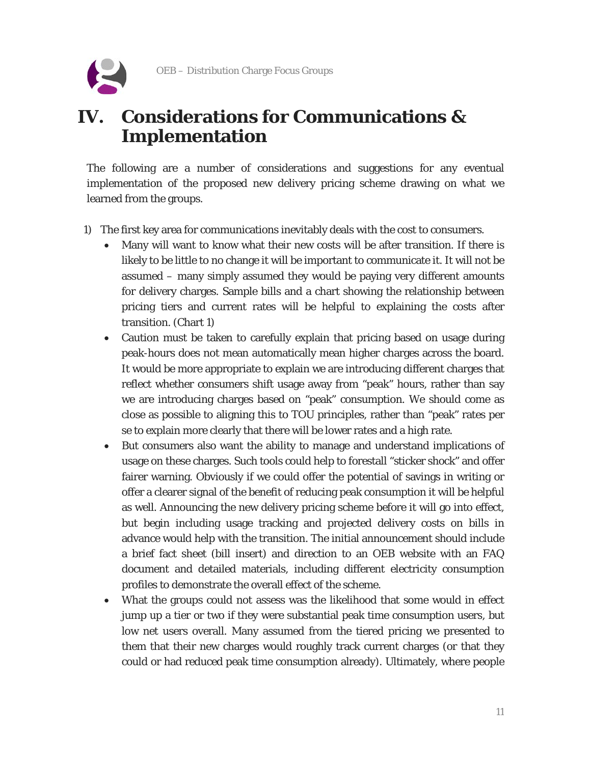# IV. Considerations for Communications & Implementation

The following are a number of considerations and suggestions for any eventual implementation of the proposed new delivery pricing scheme drawing on what we learned from the groups.

1) The first key area for communications inevitably deals with the cost to consumers.
   - Many will want to know what their new costs will be after transition. If there is likely to be little to no change it will be important to communicate it. It will not be assumed – many simply assumed they would be paying very different amounts for delivery charges. Sample bills and a chart showing the relationship between pricing tiers and current rates will be helpful to explaining the costs after transition. (Chart 1)
   - Caution must be taken to carefully explain that pricing based on usage during peak-hours does not mean automatically mean higher charges across the board. It would be more appropriate to explain we are introducing different charges that reflect whether consumers shift usage away from "peak" hours, rather than say we are introducing charges based on "peak" consumption. We should come as close as possible to aligning this to TOU principles, rather than "peak" rates per se to explain more clearly that there will be lower rates and a high rate.
   - But consumers also want the ability to manage and understand implications of usage on these charges. Such tools could help to forestall "sticker shock" and offer fairer warning. Obviously if we could offer the potential of savings in writing or offer a clearer signal of the benefit of reducing peak consumption it will be helpful as well. Announcing the new delivery pricing scheme before it will go into effect, but begin including usage tracking and projected delivery costs on bills in advance would help with the transition. The initial announcement should include a brief fact sheet (bill insert) and direction to an OEB website with an FAQ document and detailed materials, including different electricity consumption profiles to demonstrate the overall effect of the scheme.
   - What the groups could not assess was the likelihood that some would in effect jump up a tier or two if they were substantial peak time consumption users, but low net users overall. Many assumed from the tiered pricing we presented to them that their new charges would roughly track current charges (or that they could or had reduced peak time consumption already). Ultimately, where people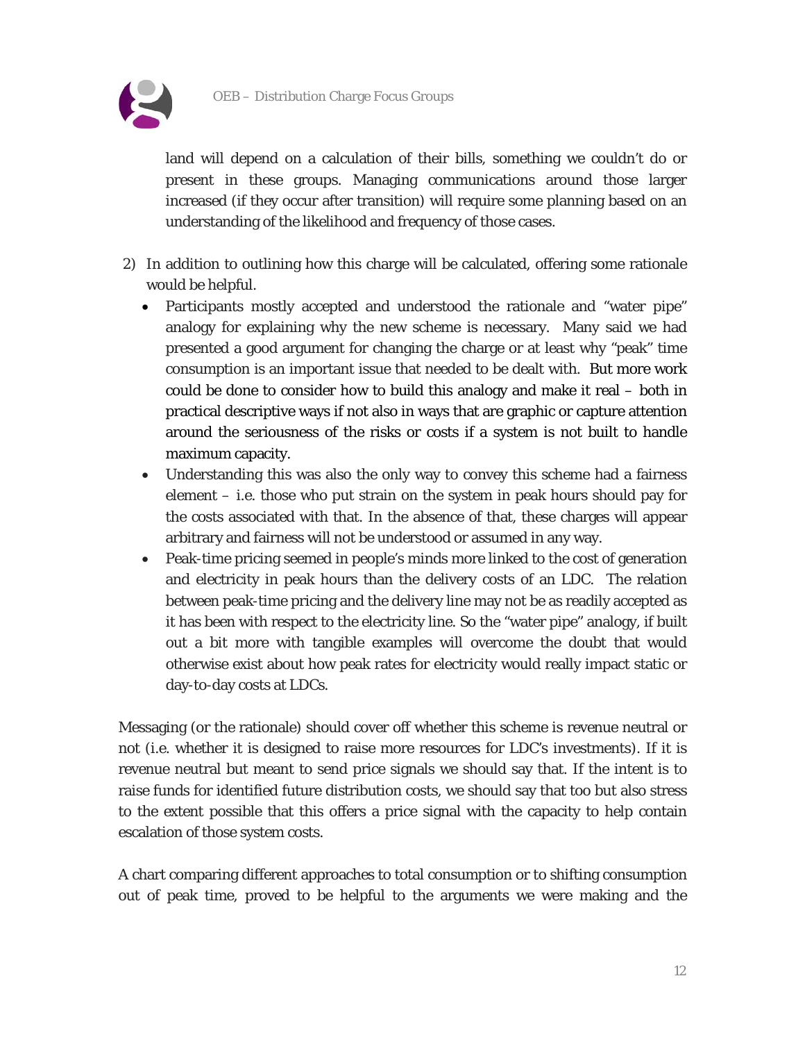land will depend on a calculation of their bills, something we couldn't do or present in these groups. Managing communications around those larger increased (if they occur after transition) will require some planning based on an understanding of the likelihood and frequency of those cases.

2) In addition to outlining how this charge will be calculated, offering some rationale would be helpful.
   - Participants mostly accepted and understood the rationale and "water pipe" analogy for explaining why the new scheme is necessary. Many said we had presented a good argument for changing the charge or at least why "peak" time consumption is an important issue that needed to be dealt with. But more work could be done to consider how to build this analogy and make it real – both in practical descriptive ways if not also in ways that are graphic or capture attention around the seriousness of the risks or costs if a system is not built to handle maximum capacity.
   - Understanding this was also the only way to convey this scheme had a fairness element – i.e. those who put strain on the system in peak hours should pay for the costs associated with that. In the absence of that, these charges will appear arbitrary and fairness will not be understood or assumed in any way.
   - Peak-time pricing seemed in people's minds more linked to the cost of generation and electricity in peak hours than the delivery costs of an LDC. The relation between peak-time pricing and the delivery line may not be as readily accepted as it has been with respect to the electricity line. So the "water pipe" analogy, if built out a bit more with tangible examples will overcome the doubt that would otherwise exist about how peak rates for electricity would really impact static or day-to-day costs at LDCs.

Messaging (or the rationale) should cover off whether this scheme is revenue neutral or not (i.e. whether it is designed to raise more resources for LDC's investments). If it is revenue neutral but meant to send price signals we should say that. If the intent is to raise funds for identified future distribution costs, we should say that too but also stress to the extent possible that this offers a price signal with the capacity to help contain escalation of those system costs.

A chart comparing different approaches to total consumption or to shifting consumption out of peak time, proved to be helpful to the arguments we were making and the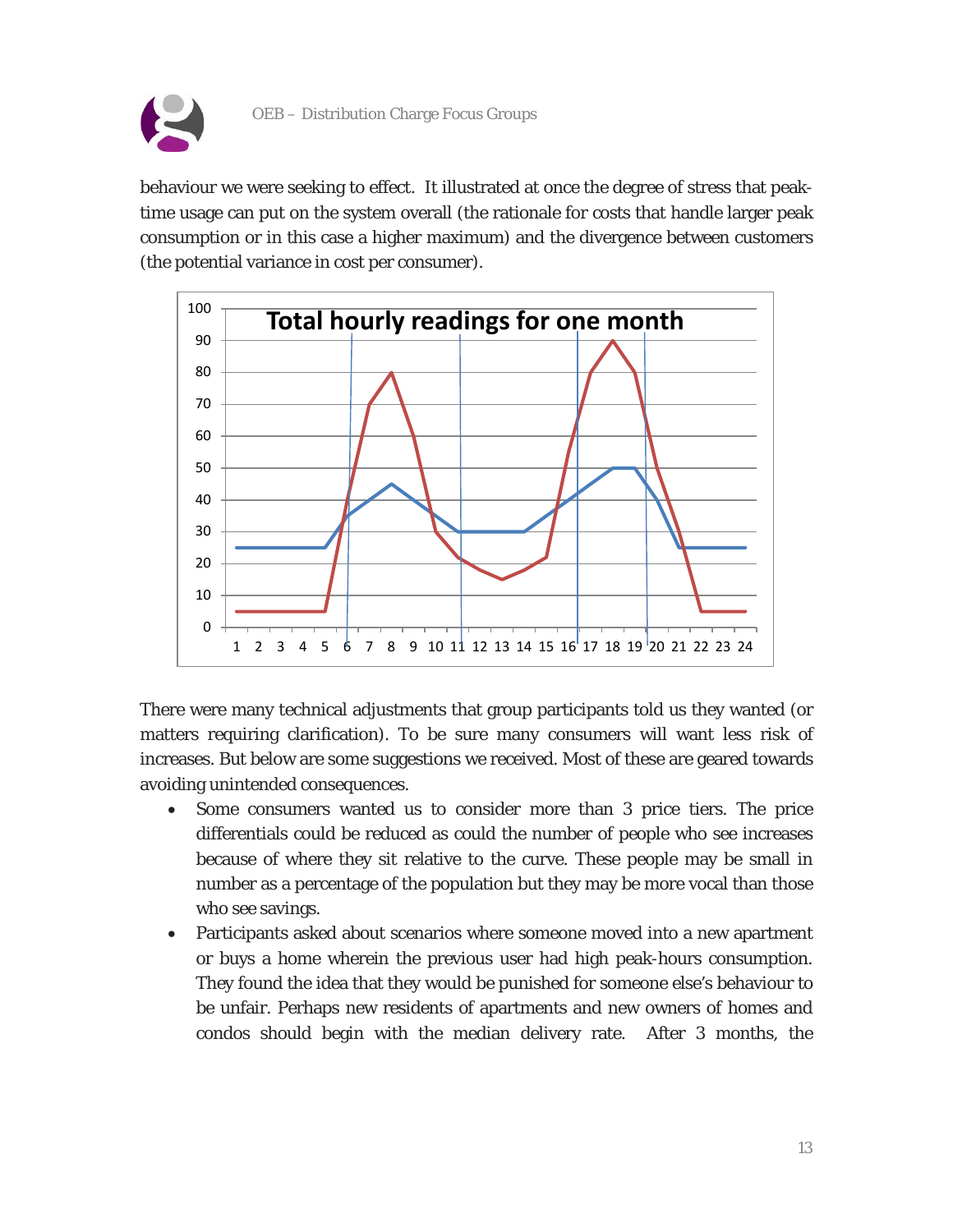behaviour we were seeking to effect. It illustrated at once the degree of stress that peak-time usage can put on the system overall (the rationale for costs that handle larger peak consumption or in this case a higher maximum) and the divergence between customers (the potential variance in cost per consumer).

There were many technical adjustments that group participants told us they wanted (or matters requiring clarification). To be sure many consumers will want less risk of increases. But below are some suggestions we received. Most of these are geared towards avoiding unintended consequences.

- Some consumers wanted us to consider more than 3 price tiers. The price differentials could be reduced as could the number of people who see increases because of where they sit relative to the curve. These people may be small in number as a percentage of the population but they may be more vocal than those who see savings.
- Participants asked about scenarios where someone moved into a new apartment or buys a home wherein the previous user had high peak-hours consumption. They found the idea that they would be punished for someone else's behaviour to be unfair. Perhaps new residents of apartments and new owners of homes and condos should begin with the median delivery rate. After 3 months, the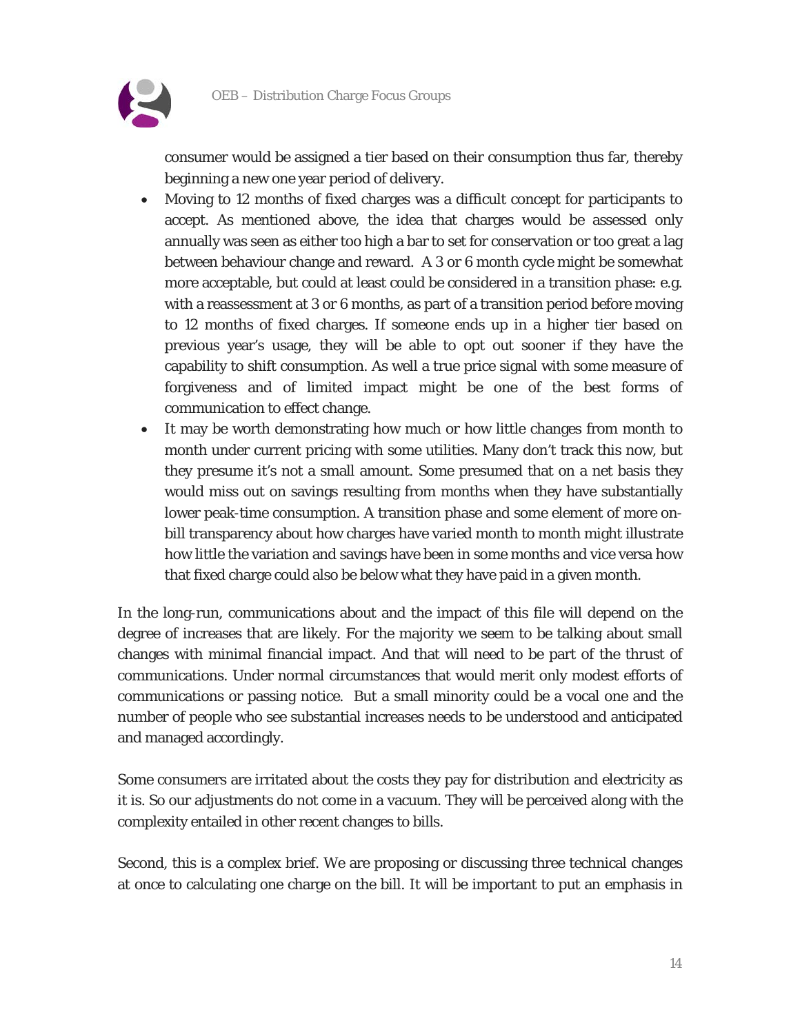consumer would be assigned a tier based on their consumption thus far, thereby beginning a new one year period of delivery.

- Moving to 12 months of fixed charges was a difficult concept for participants to accept. As mentioned above, the idea that charges would be assessed only annually was seen as either too high a bar to set for conservation or too great a lag between behaviour change and reward. A 3 or 6 month cycle might be somewhat more acceptable, but could at least could be considered in a transition phase: e.g. with a reassessment at 3 or 6 months, as part of a transition period before moving to 12 months of fixed charges. If someone ends up in a higher tier based on previous year's usage, they will be able to opt out sooner if they have the capability to shift consumption. As well a true price signal with some measure of forgiveness and of limited impact might be one of the best forms of communication to effect change.
- It may be worth demonstrating how much or how little changes from month to month under current pricing with some utilities. Many don't track this now, but they presume it's not a small amount. Some presumed that on a net basis they would miss out on savings resulting from months when they have substantially lower peak-time consumption. A transition phase and some element of more on-bill transparency about how charges have varied month to month might illustrate how little the variation and savings have been in some months and vice versa how that fixed charge could also be below what they have paid in a given month.

In the long-run, communications about and the impact of this file will depend on the degree of increases that are likely. For the majority we seem to be talking about small changes with minimal financial impact. And that will need to be part of the thrust of communications. Under normal circumstances that would merit only modest efforts of communications or passing notice. But a small minority could be a vocal one and the number of people who see substantial increases needs to be understood and anticipated and managed accordingly.

Some consumers are irritated about the costs they pay for distribution and electricity as it is. So our adjustments do not come in a vacuum. They will be perceived along with the complexity entailed in other recent changes to bills.

Second, this is a complex brief. We are proposing or discussing three technical changes at once to calculating one charge on the bill. It will be important to put an emphasis in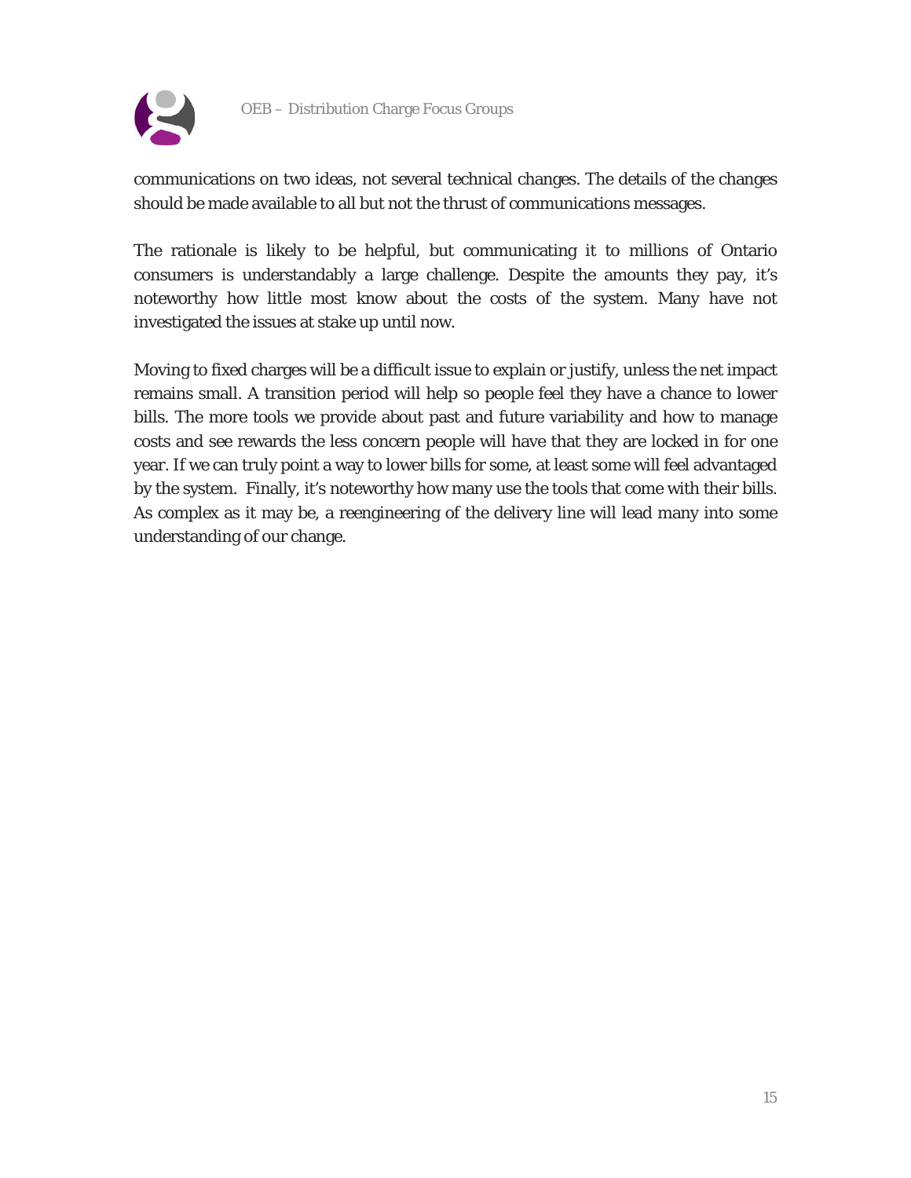communications on two ideas, not several technical changes. The details of the changes should be made available to all but not the thrust of communications messages.

The rationale is likely to be helpful, but communicating it to millions of Ontario consumers is understandably a large challenge. Despite the amounts they pay, it's noteworthy how little most know about the costs of the system. Many have not investigated the issues at stake up until now.

Moving to fixed charges will be a difficult issue to explain or justify, unless the net impact remains small. A transition period will help so people feel they have a chance to lower bills. The more tools we provide about past and future variability and how to manage costs and see rewards the less concern people will have that they are locked in for one year. If we can truly point a way to lower bills for some, at least some will feel advantaged by the system. Finally, it's noteworthy how many use the tools that come with their bills. As complex as it may be, a reengineering of the delivery line will lead many into some understanding of our change.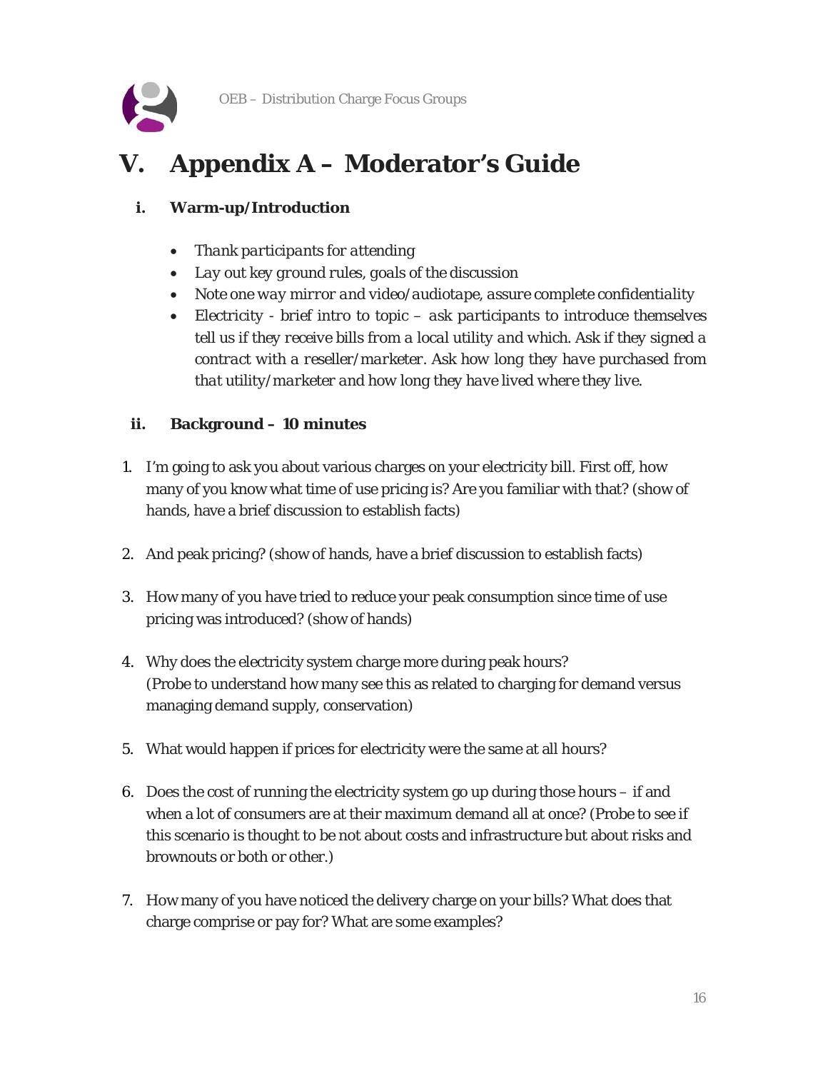# V. Appendix A – Moderator's Guide

## i. Warm-up/Introduction

- *Thank participants for attending*
- *Lay out key ground rules, goals of the discussion*
- *Note one way mirror and video/audiotape, assure complete confidentiality*
- *Electricity - brief intro to topic – ask participants to introduce themselves tell us if they receive bills from a local utility and which. Ask if they signed a contract with a reseller/marketer. Ask how long they have purchased from that utility/marketer and how long they have lived where they live.*

## ii. Background – 10 minutes

1. I'm going to ask you about various charges on your electricity bill. First off, how many of you know what time of use pricing is? Are you familiar with that? (show of hands, have a brief discussion to establish facts)

2. And peak pricing? (show of hands, have a brief discussion to establish facts)

3. How many of you have tried to reduce your peak consumption since time of use pricing was introduced? (show of hands)

4. Why does the electricity system charge more during peak hours? (Probe to understand how many see this as related to charging for demand versus managing demand supply, conservation)

5. What would happen if prices for electricity were the same at all hours?

6. Does the cost of running the electricity system go up during those hours – if and when a lot of consumers are at their maximum demand all at once? (Probe to see if this scenario is thought to be not about costs and infrastructure but about risks and brownouts or both or other.)

7. How many of you have noticed the delivery charge on your bills? What does that charge comprise or pay for? What are some examples?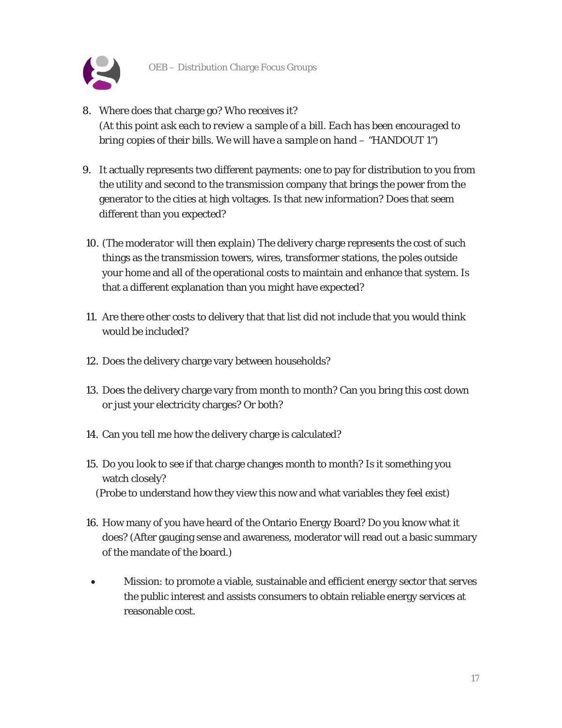8. Where does that charge go? Who receives it?
   *(At this point ask each to review a sample of a bill. Each has been encouraged to bring copies of their bills. We will have a sample on hand – "HANDOUT 1")*

9. It actually represents two different payments: one to pay for distribution to you from the utility and second to the transmission company that brings the power from the generator to the cities at high voltages. Is that new information? Does that seem different than you expected?

10. *(The moderator will then explain)* The delivery charge represents the cost of such things as the transmission towers, wires, transformer stations, the poles outside your home and all of the operational costs to maintain and enhance that system. Is that a different explanation than you might have expected?

11. Are there other costs to delivery that that list did not include that you would think would be included?

12. Does the delivery charge vary between households?

13. Does the delivery charge vary from month to month? Can you bring this cost down or just your electricity charges? Or both?

14. Can you tell me how the delivery charge is calculated?

15. Do you look to see if that charge changes month to month? Is it something you watch closely?
   (Probe to understand how they view this now and what variables they feel exist)

16. How many of you have heard of the Ontario Energy Board? Do you know what it does? (After gauging sense and awareness, moderator will read out a basic summary of the mandate of the board.)

- Mission: to promote a viable, sustainable and efficient energy sector that serves the public interest and assists consumers to obtain reliable energy services at reasonable cost.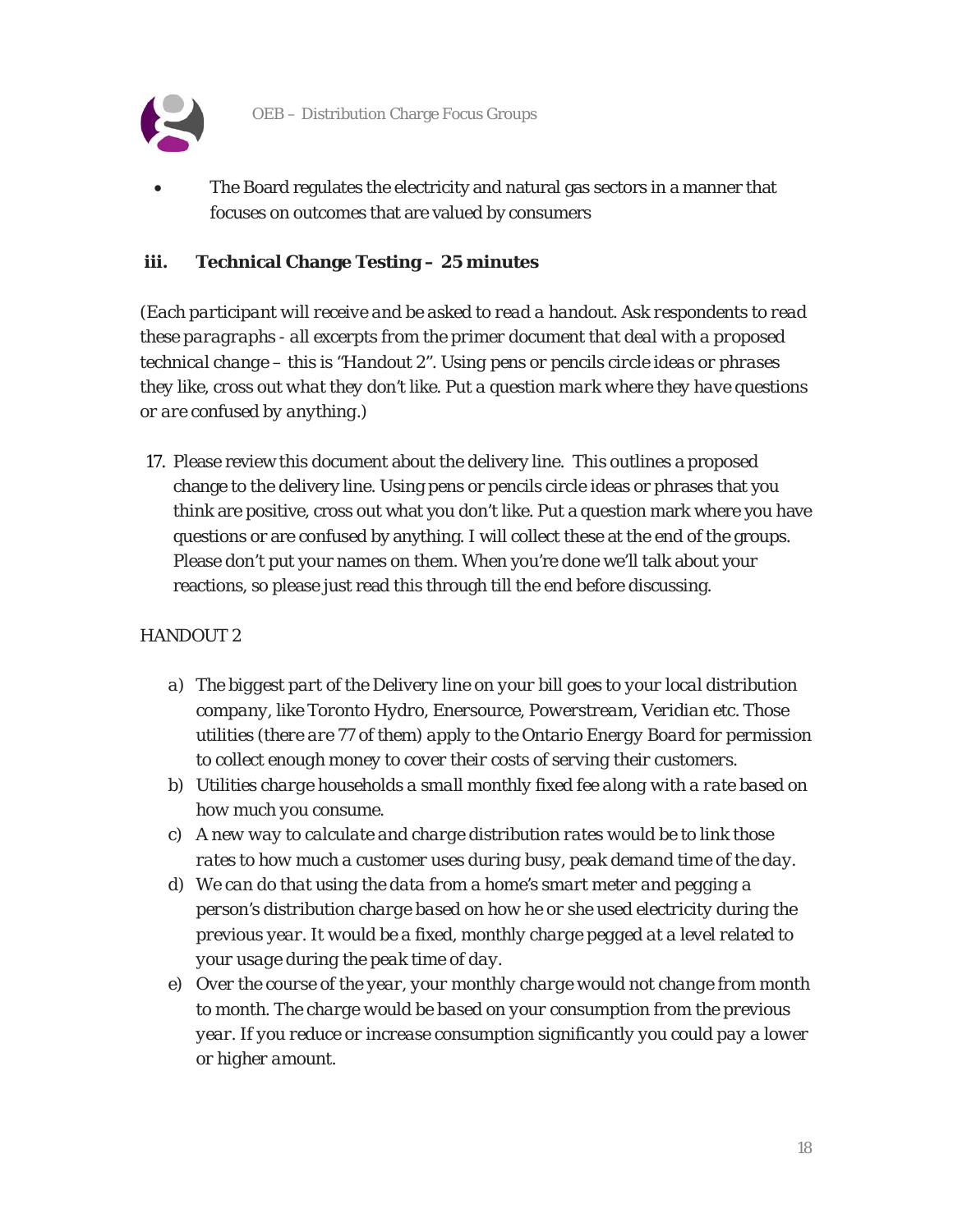- The Board regulates the electricity and natural gas sectors in a manner that focuses on outcomes that are valued by consumers

### iii. Technical Change Testing – 25 minutes

*(Each participant will receive and be asked to read a handout. Ask respondents to read these paragraphs - all excerpts from the primer document that deal with a proposed technical change – this is "Handout 2". Using pens or pencils circle ideas or phrases they like, cross out what they don't like. Put a question mark where they have questions or are confused by anything.)*

17. Please review this document about the delivery line. This outlines a proposed change to the delivery line. Using pens or pencils circle ideas or phrases that you think are positive, cross out what you don't like. Put a question mark where you have questions or are confused by anything. I will collect these at the end of the groups. Please don't put your names on them. When you're done we'll talk about your reactions, so please just read this through till the end before discussing.

HANDOUT 2

a) *The biggest part of the Delivery line on your bill goes to your local distribution company, like Toronto Hydro, Enersource, Powerstream, Veridian etc. Those utilities (there are 77 of them) apply to the Ontario Energy Board for permission to collect enough money to cover their costs of serving their customers.*
b) *Utilities charge households a small monthly fixed fee along with a rate based on how much you consume.*
c) *A new way to calculate and charge distribution rates would be to link those rates to how much a customer uses during busy, peak demand time of the day.*
d) *We can do that using the data from a home's smart meter and pegging a person's distribution charge based on how he or she used electricity during the previous year. It would be a fixed, monthly charge pegged at a level related to your usage during the peak time of day.*
e) *Over the course of the year, your monthly charge would not change from month to month. The charge would be based on your consumption from the previous year. If you reduce or increase consumption significantly you could pay a lower or higher amount.*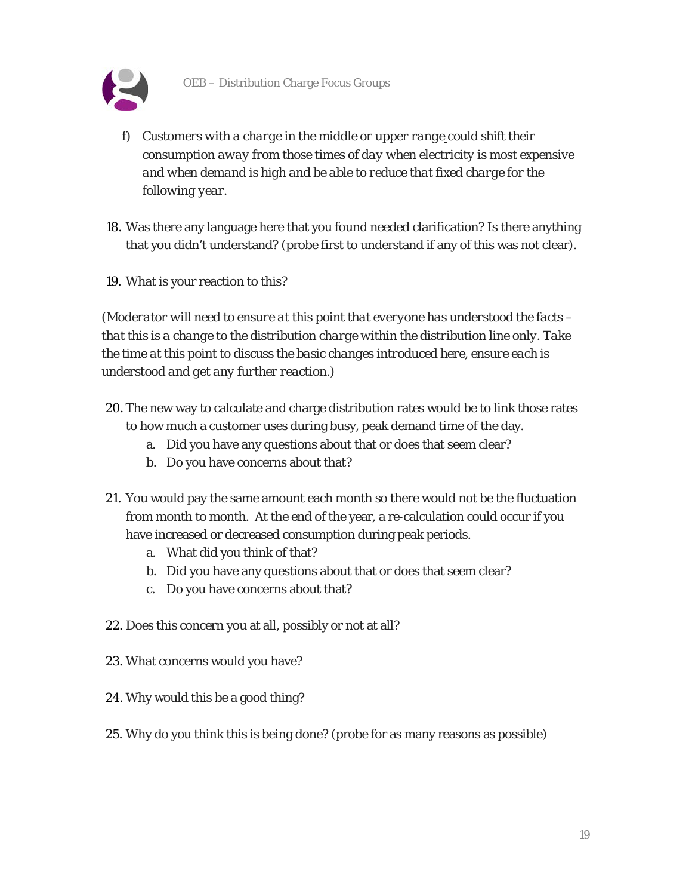f) *Customers with a charge in the middle or upper range could shift their consumption away from those times of day when electricity is most expensive and when demand is high and be able to reduce that fixed charge for the following year.*

18. Was there any language here that you found needed clarification? Is there anything that you didn't understand? (probe first to understand if any of this was not clear).

19. What is your reaction to this?

*(Moderator will need to ensure at this point that everyone has understood the facts – that this is a change to the distribution charge within the distribution line only. Take the time at this point to discuss the basic changes introduced here, ensure each is understood and get any further reaction.)*

20. The new way to calculate and charge distribution rates would be to link those rates to how much a customer uses during busy, peak demand time of the day.
    a. Did you have any questions about that or does that seem clear?
    b. Do you have concerns about that?

21. You would pay the same amount each month so there would not be the fluctuation from month to month. At the end of the year, a re-calculation could occur if you have increased or decreased consumption during peak periods.
    a. What did you think of that?
    b. Did you have any questions about that or does that seem clear?
    c. Do you have concerns about that?

22. Does this concern you at all, possibly or not at all?

23. What concerns would you have?

24. Why would this be a good thing?

25. Why do you think this is being done? (probe for as many reasons as possible)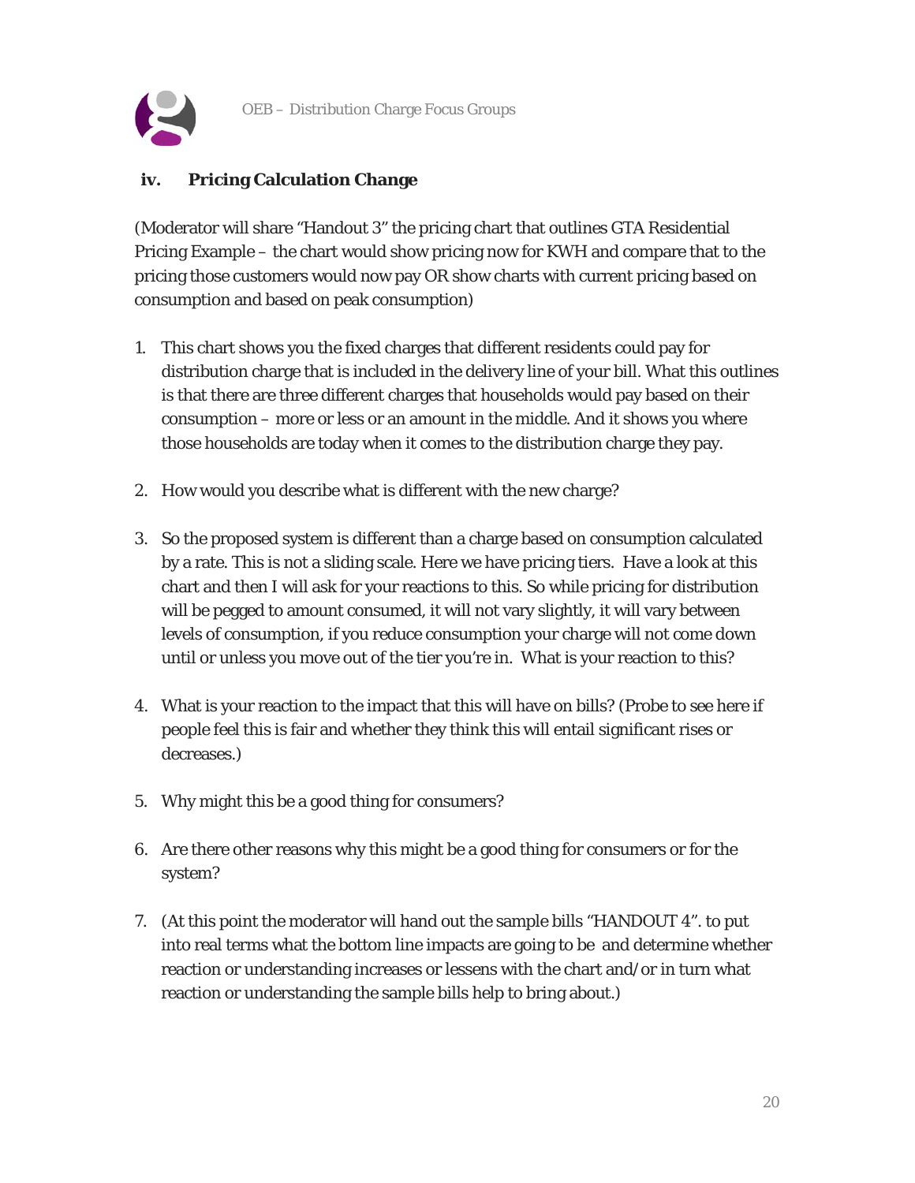### iv. Pricing Calculation Change

(Moderator will share "Handout 3" the pricing chart that outlines GTA Residential Pricing Example – the chart would show pricing now for KWH and compare that to the pricing those customers would now pay OR show charts with current pricing based on consumption and based on peak consumption)

1. This chart shows you the fixed charges that different residents could pay for distribution charge that is included in the delivery line of your bill. What this outlines is that there are three different charges that households would pay based on their consumption – more or less or an amount in the middle. And it shows you where those households are today when it comes to the distribution charge they pay.

2. How would you describe what is different with the new charge?

3. So the proposed system is different than a charge based on consumption calculated by a rate. This is not a sliding scale. Here we have pricing tiers. Have a look at this chart and then I will ask for your reactions to this. So while pricing for distribution will be pegged to amount consumed, it will not vary slightly, it will vary between levels of consumption, if you reduce consumption your charge will not come down until or unless you move out of the tier you're in. What is your reaction to this?

4. What is your reaction to the impact that this will have on bills? (Probe to see here if people feel this is fair and whether they think this will entail significant rises or decreases.)

5. Why might this be a good thing for consumers?

6. Are there other reasons why this might be a good thing for consumers or for the system?

7. (At this point the moderator will hand out the sample bills "HANDOUT 4". to put into real terms what the bottom line impacts are going to be and determine whether reaction or understanding increases or lessens with the chart and/or in turn what reaction or understanding the sample bills help to bring about.)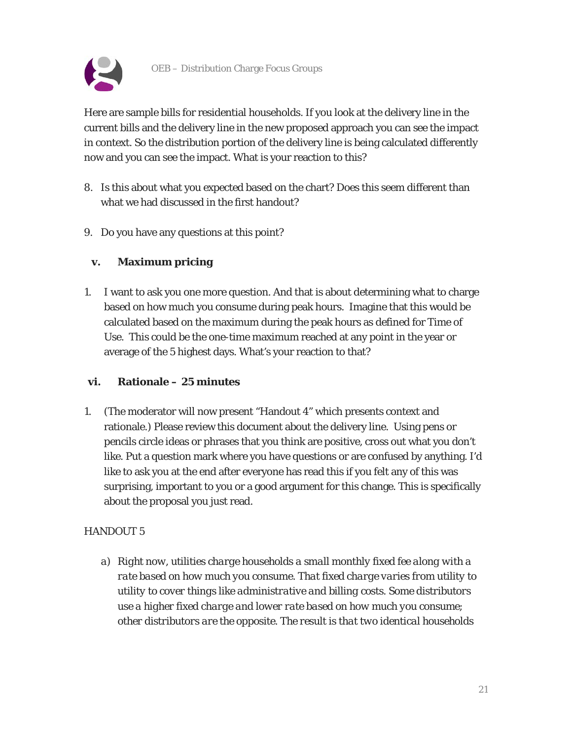Here are sample bills for residential households. If you look at the delivery line in the current bills and the delivery line in the new proposed approach you can see the impact in context. So the distribution portion of the delivery line is being calculated differently now and you can see the impact. What is your reaction to this?

8. Is this about what you expected based on the chart? Does this seem different than what we had discussed in the first handout?

9. Do you have any questions at this point?

### v. Maximum pricing

1. I want to ask you one more question. And that is about determining what to charge based on how much you consume during peak hours. Imagine that this would be calculated based on the maximum during the peak hours as defined for Time of Use. This could be the one-time maximum reached at any point in the year or average of the 5 highest days. What's your reaction to that?

### vi. Rationale – 25 minutes

1. (The moderator will now present "Handout 4" which presents context and rationale.) Please review this document about the delivery line. Using pens or pencils circle ideas or phrases that you think are positive, cross out what you don't like. Put a question mark where you have questions or are confused by anything. I'd like to ask you at the end after everyone has read this if you felt any of this was surprising, important to you or a good argument for this change. This is specifically about the proposal you just read.

HANDOUT 5

a) *Right now, utilities charge households a small monthly fixed fee along with a rate based on how much you consume. That fixed charge varies from utility to utility to cover things like administrative and billing costs. Some distributors use a higher fixed charge and lower rate based on how much you consume; other distributors are the opposite. The result is that two identical households*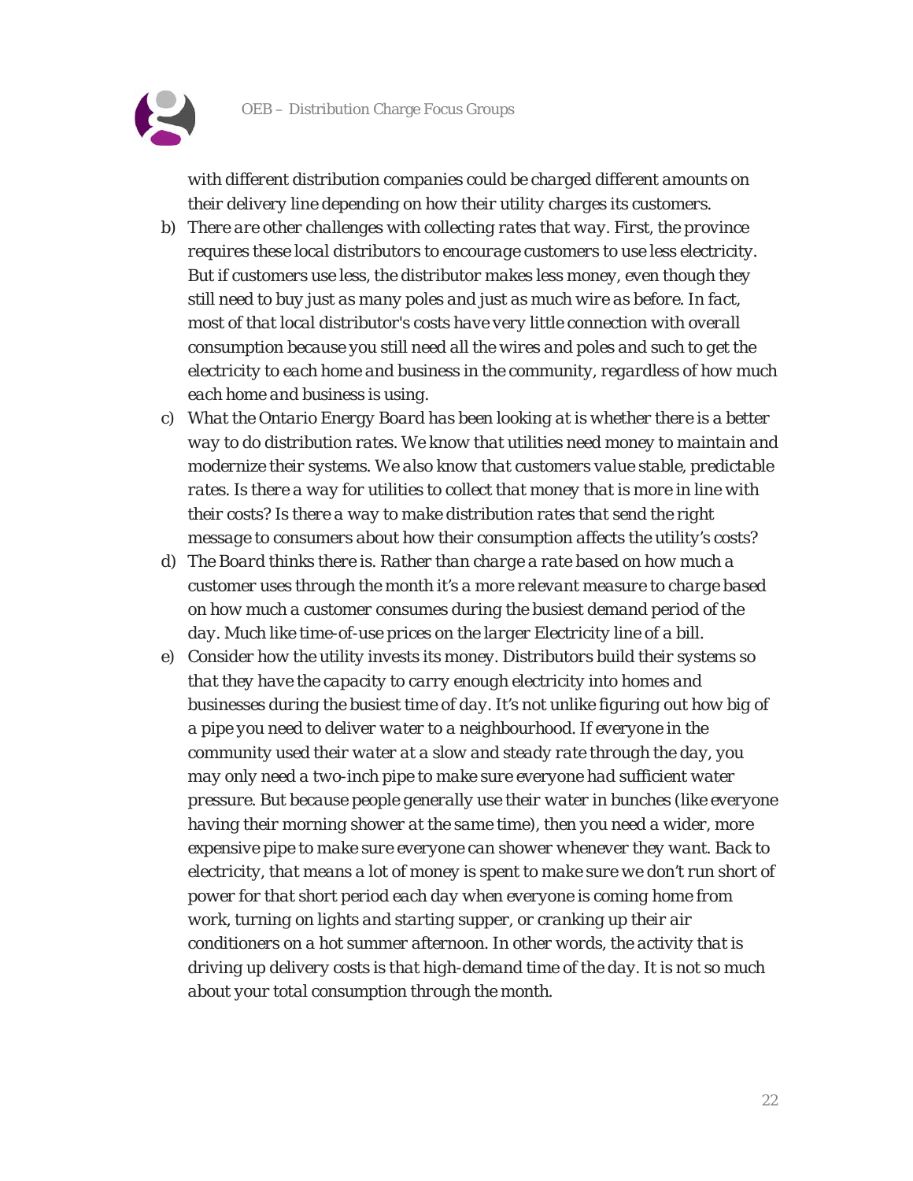*with different distribution companies could be charged different amounts on their delivery line depending on how their utility charges its customers.*

b) *There are other challenges with collecting rates that way. First, the province requires these local distributors to encourage customers to use less electricity. But if customers use less, the distributor makes less money, even though they still need to buy just as many poles and just as much wire as before. In fact, most of that local distributor's costs have very little connection with overall consumption because you still need all the wires and poles and such to get the electricity to each home and business in the community, regardless of how much each home and business is using.*

c) *What the Ontario Energy Board has been looking at is whether there is a better way to do distribution rates. We know that utilities need money to maintain and modernize their systems. We also know that customers value stable, predictable rates. Is there a way for utilities to collect that money that is more in line with their costs? Is there a way to make distribution rates that send the right message to consumers about how their consumption affects the utility's costs?*

d) *The Board thinks there is. Rather than charge a rate based on how much a customer uses through the month it's a more relevant measure to charge based on how much a customer consumes during the busiest demand period of the day. Much like time-of-use prices on the larger Electricity line of a bill.*

e) *Consider how the utility invests its money. Distributors build their systems so that they have the capacity to carry enough electricity into homes and businesses during the busiest time of day. It's not unlike figuring out how big of a pipe you need to deliver water to a neighbourhood. If everyone in the community used their water at a slow and steady rate through the day, you may only need a two-inch pipe to make sure everyone had sufficient water pressure. But because people generally use their water in bunches (like everyone having their morning shower at the same time), then you need a wider, more expensive pipe to make sure everyone can shower whenever they want. Back to electricity, that means a lot of money is spent to make sure we don't run short of power for that short period each day when everyone is coming home from work, turning on lights and starting supper, or cranking up their air conditioners on a hot summer afternoon. In other words, the activity that is driving up delivery costs is that high-demand time of the day. It is not so much about your total consumption through the month.*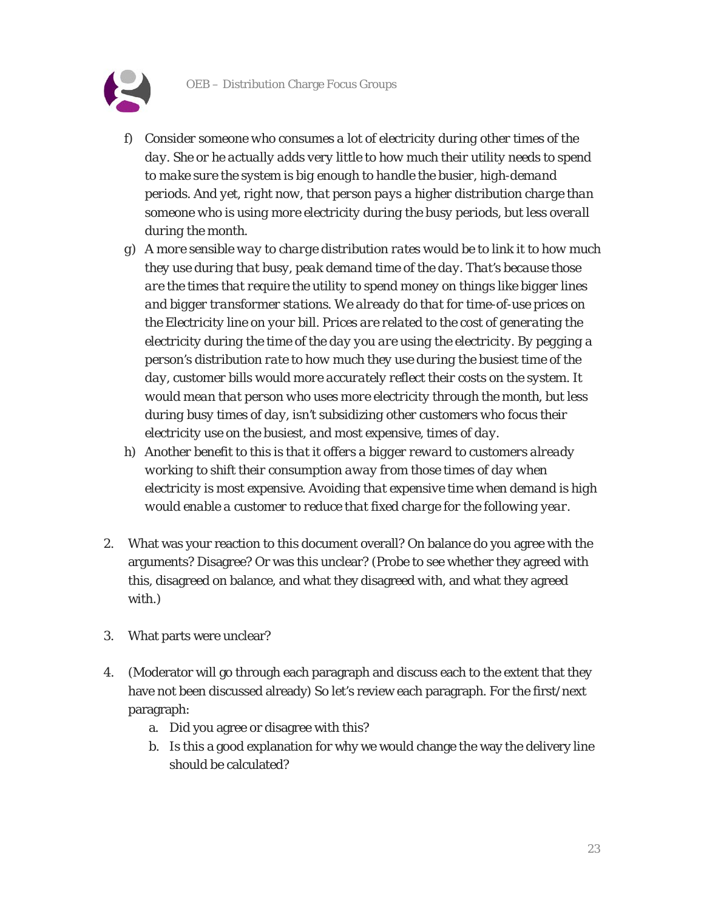f) Consider someone who consumes a lot of electricity during other times of the day. She or he actually adds very little to how much their utility needs to spend to make sure the system is big enough to handle the busier, high-demand periods. And yet, right now, that person pays a higher distribution charge than someone who is using more electricity during the busy periods, but less overall during the month.

g) A more sensible way to charge distribution rates would be to link it to how much they use during that busy, peak demand time of the day. That's because those are the times that require the utility to spend money on things like bigger lines and bigger transformer stations. We already do that for time-of-use prices on the Electricity line on your bill. Prices are related to the cost of generating the electricity during the time of the day you are using the electricity. By pegging a person's distribution rate to how much they use during the busiest time of the day, customer bills would more accurately reflect their costs on the system. It would mean that person who uses more electricity through the month, but less during busy times of day, isn't subsidizing other customers who focus their electricity use on the busiest, and most expensive, times of day.

h) Another benefit to this is that it offers a bigger reward to customers already working to shift their consumption away from those times of day when electricity is most expensive. Avoiding that expensive time when demand is high would enable a customer to reduce that fixed charge for the following year.

2. What was your reaction to this document overall? On balance do you agree with the arguments? Disagree? Or was this unclear? (Probe to see whether they agreed with this, disagreed on balance, and what they disagreed with, and what they agreed with.)

3. What parts were unclear?

4. (Moderator will go through each paragraph and discuss each to the extent that they have not been discussed already) So let's review each paragraph. For the first/next paragraph:
   a. Did you agree or disagree with this?
   b. Is this a good explanation for why we would change the way the delivery line should be calculated?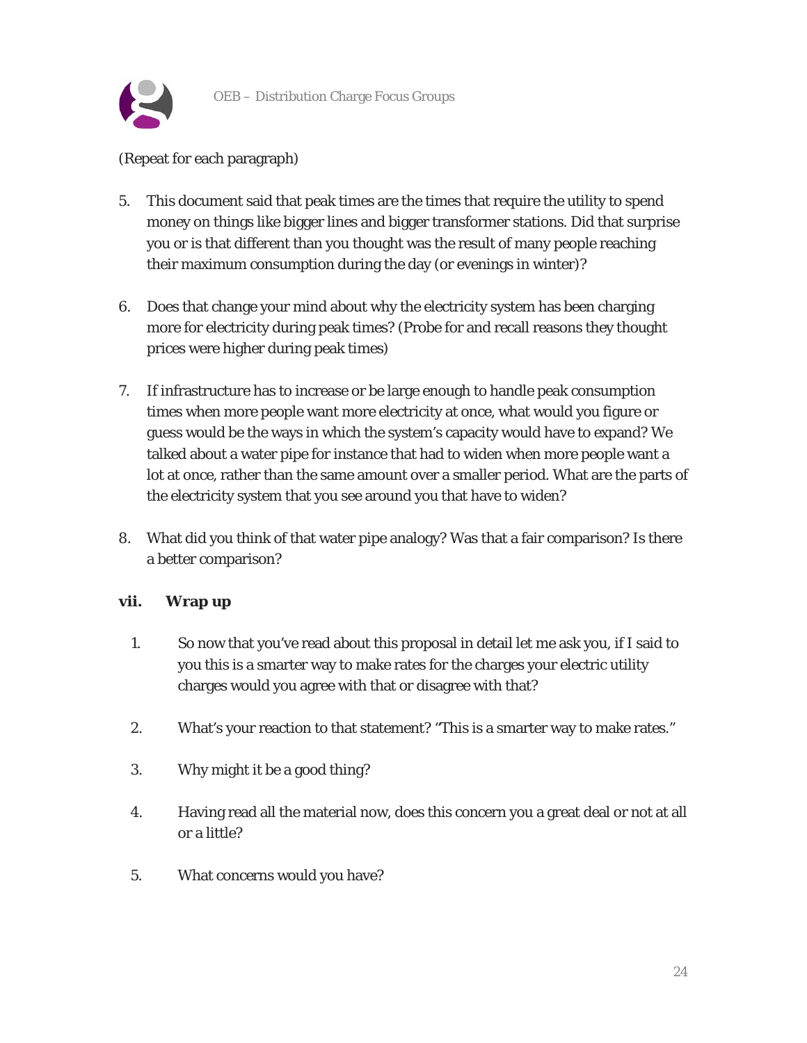(Repeat for each paragraph)

5. This document said that peak times are the times that require the utility to spend money on things like bigger lines and bigger transformer stations. Did that surprise you or is that different than you thought was the result of many people reaching their maximum consumption during the day (or evenings in winter)?

6. Does that change your mind about why the electricity system has been charging more for electricity during peak times? (Probe for and recall reasons they thought prices were higher during peak times)

7. If infrastructure has to increase or be large enough to handle peak consumption times when more people want more electricity at once, what would you figure or guess would be the ways in which the system's capacity would have to expand? We talked about a water pipe for instance that had to widen when more people want a lot at once, rather than the same amount over a smaller period. What are the parts of the electricity system that you see around you that have to widen?

8. What did you think of that water pipe analogy? Was that a fair comparison? Is there a better comparison?

### vii. Wrap up

1. So now that you've read about this proposal in detail let me ask you, if I said to you this is a smarter way to make rates for the charges your electric utility charges would you agree with that or disagree with that?

2. What's your reaction to that statement? "This is a smarter way to make rates."

3. Why might it be a good thing?

4. Having read all the material now, does this concern you a great deal or not at all or a little?

5. What concerns would you have?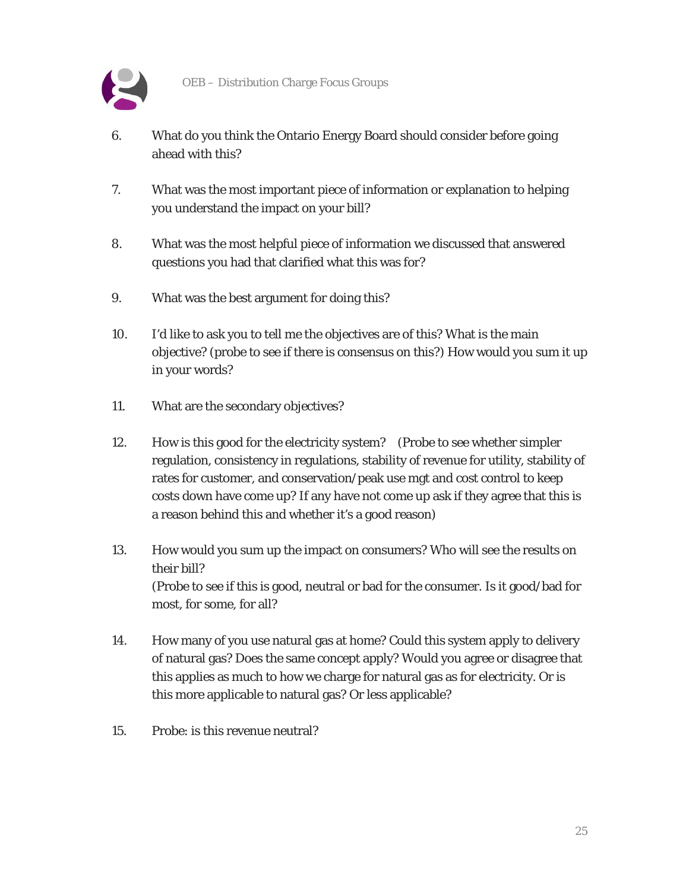6. What do you think the Ontario Energy Board should consider before going ahead with this?

7. What was the most important piece of information or explanation to helping you understand the impact on your bill?

8. What was the most helpful piece of information we discussed that answered questions you had that clarified what this was for?

9. What was the best argument for doing this?

10. I'd like to ask you to tell me the objectives are of this? What is the main objective? (probe to see if there is consensus on this?) How would you sum it up in your words?

11. What are the secondary objectives?

12. How is this good for the electricity system? (Probe to see whether simpler regulation, consistency in regulations, stability of revenue for utility, stability of rates for customer, and conservation/peak use mgt and cost control to keep costs down have come up? If any have not come up ask if they agree that this is a reason behind this and whether it's a good reason)

13. How would you sum up the impact on consumers? Who will see the results on their bill?
    (Probe to see if this is good, neutral or bad for the consumer. Is it good/bad for most, for some, for all?

14. How many of you use natural gas at home? Could this system apply to delivery of natural gas? Does the same concept apply? Would you agree or disagree that this applies as much to how we charge for natural gas as for electricity. Or is this more applicable to natural gas? Or less applicable?

15. Probe: is this revenue neutral?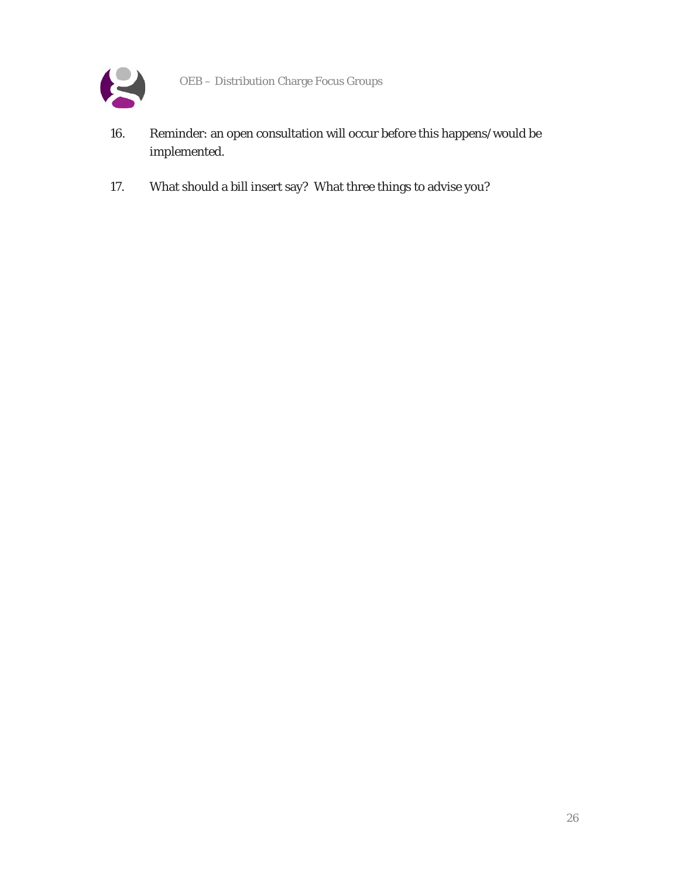16. Reminder: an open consultation will occur before this happens/would be implemented.

17. What should a bill insert say? What three things to advise you?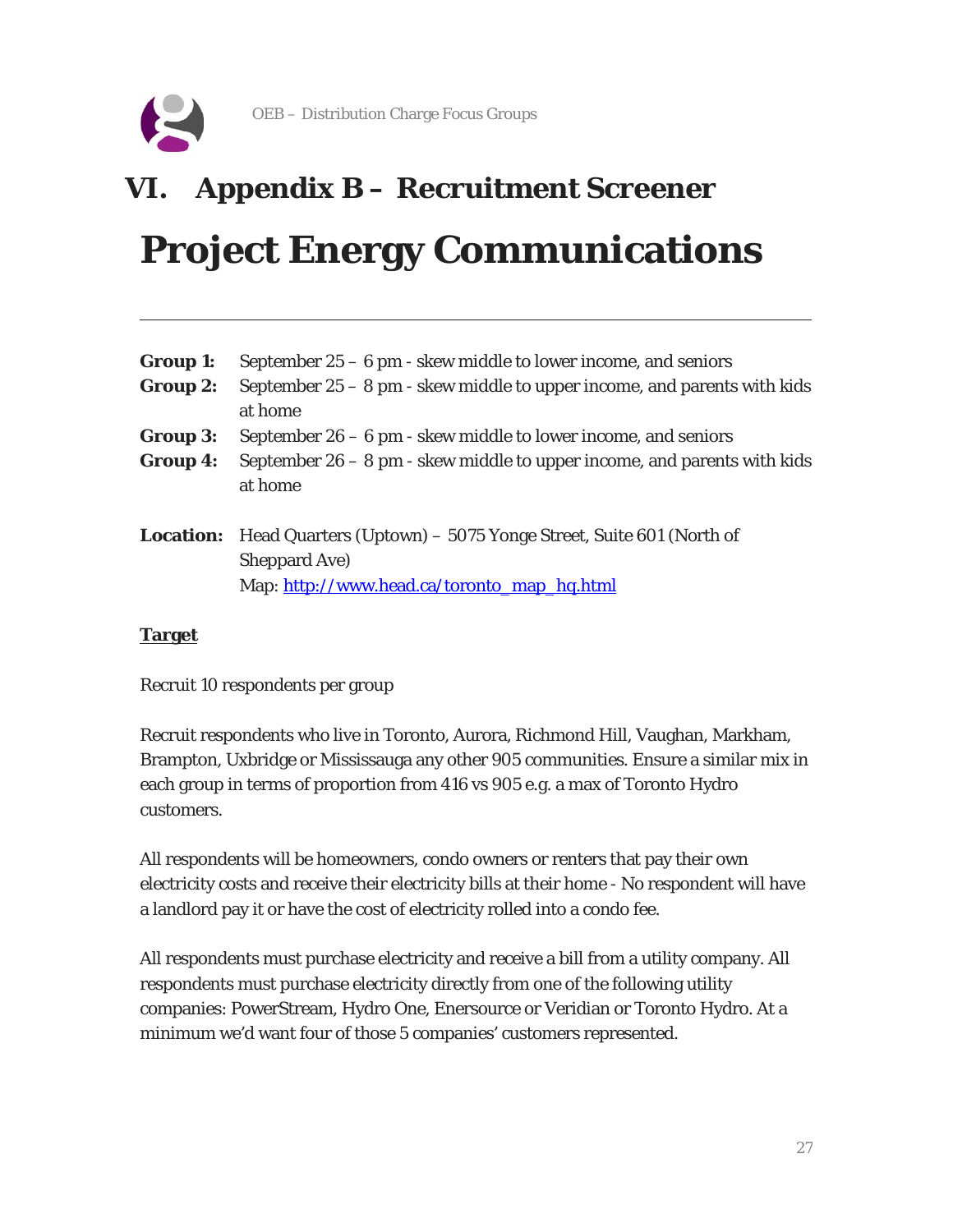# VI. Appendix B – Recruitment Screener

# Project Energy Communications

---

**Group 1:** September 25 – 6 pm - skew middle to lower income, and seniors
**Group 2:** September 25 – 8 pm - skew middle to upper income, and parents with kids at home
**Group 3:** September 26 – 6 pm - skew middle to lower income, and seniors
**Group 4:** September 26 – 8 pm - skew middle to upper income, and parents with kids at home

**Location:** Head Quarters (Uptown) – 5075 Yonge Street, Suite 601 (North of Sheppard Ave)
Map: [http://www.head.ca/toronto_map_hq.html](http://www.head.ca/toronto_map_hq.html)

**Target**

Recruit 10 respondents per group

Recruit respondents who live in Toronto, Aurora, Richmond Hill, Vaughan, Markham, Brampton, Uxbridge or Mississauga any other 905 communities. Ensure a similar mix in each group in terms of proportion from 416 vs 905 e.g. a max of Toronto Hydro customers.

All respondents will be homeowners, condo owners or renters that pay their own electricity costs and receive their electricity bills at their home - No respondent will have a landlord pay it or have the cost of electricity rolled into a condo fee.

All respondents must purchase electricity and receive a bill from a utility company. All respondents must purchase electricity directly from one of the following utility companies: PowerStream, Hydro One, Enersource or Veridian or Toronto Hydro. At a minimum we'd want four of those 5 companies' customers represented.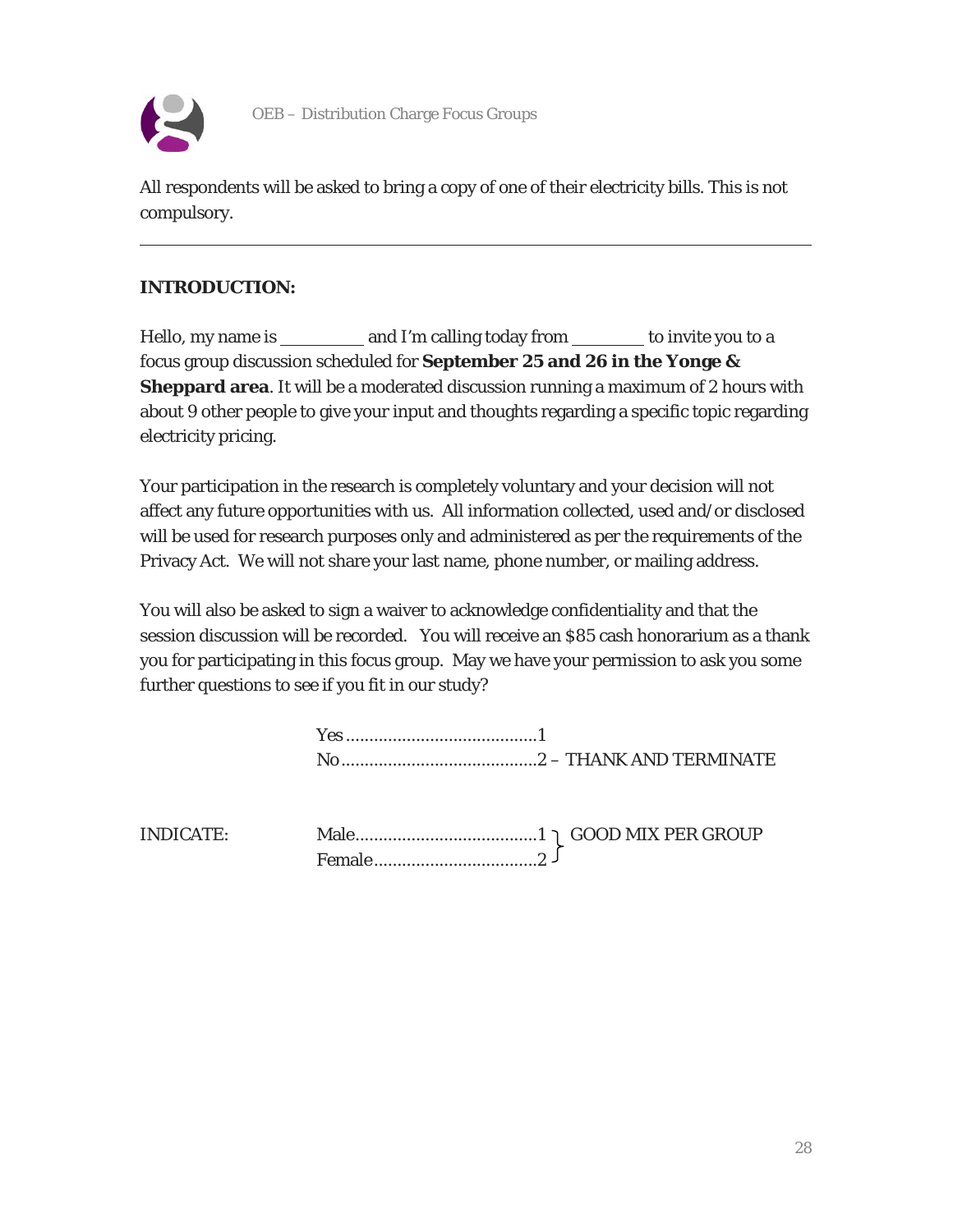All respondents will be asked to bring a copy of one of their electricity bills. This is not compulsory.

---

**INTRODUCTION:**

Hello, my name is _________ and I'm calling today from ________ to invite you to a focus group discussion scheduled for **September 25 and 26 in the Yonge & Sheppard area**. It will be a moderated discussion running a maximum of 2 hours with about 9 other people to give your input and thoughts regarding a specific topic regarding electricity pricing.

Your participation in the research is completely voluntary and your decision will not affect any future opportunities with us. All information collected, used and/or disclosed will be used for research purposes only and administered as per the requirements of the Privacy Act. We will not share your last name, phone number, or mailing address.

You will also be asked to sign a waiver to acknowledge confidentiality and that the session discussion will be recorded. You will receive an $85 cash honorarium as a thank you for participating in this focus group. May we have your permission to ask you some further questions to see if you fit in our study?

Yes.........................................1
No..........................................2 – THANK AND TERMINATE

INDICATE:

Male.......................................1 } GOOD MIX PER GROUP
Female...................................2 }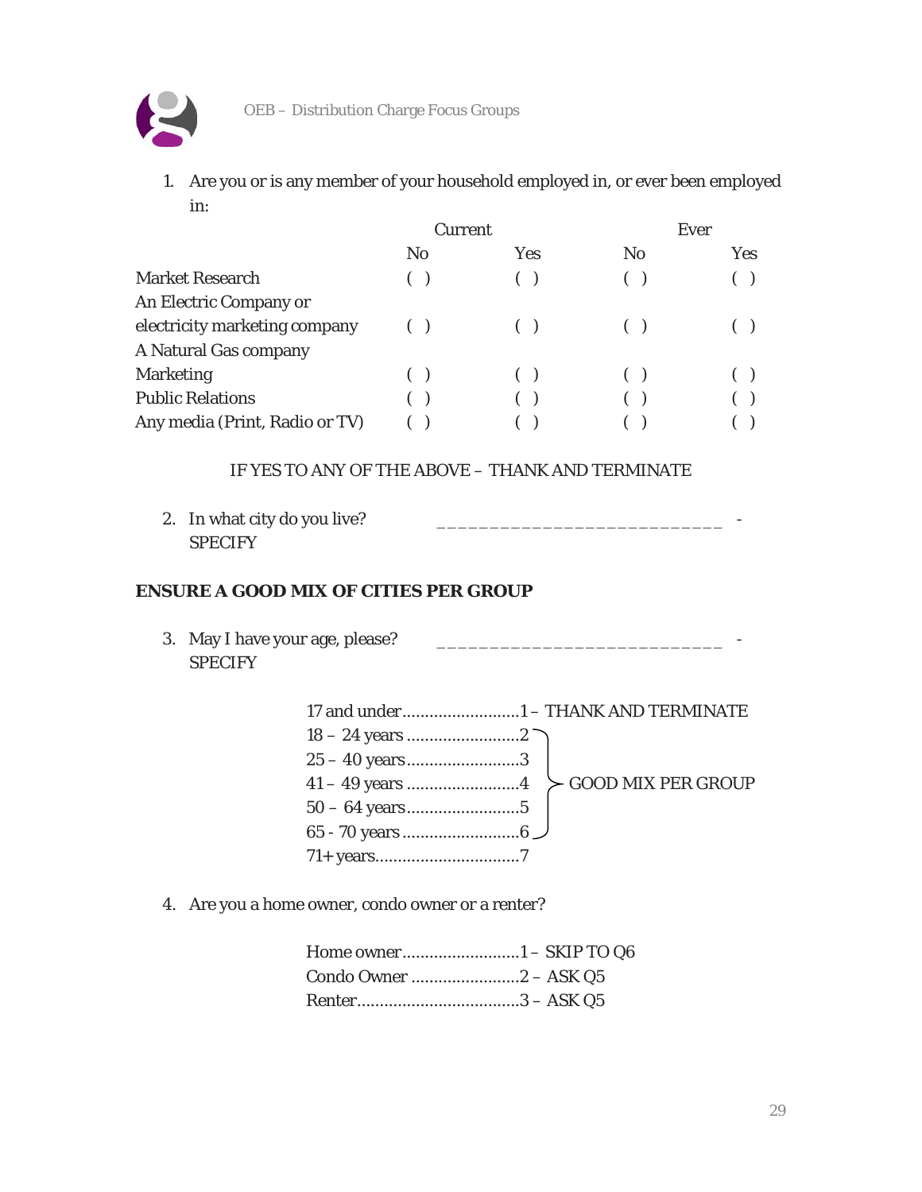1. Are you or is any member of your household employed in, or ever been employed in:

| | Current | | Ever | |
|---|---|---|---|---|
| | No | Yes | No | Yes |
| Market Research | ( ) | ( ) | ( ) | ( ) |
| An Electric Company or electricity marketing company | ( ) | ( ) | ( ) | ( ) |
| A Natural Gas company | | | | |
| Marketing | ( ) | ( ) | ( ) | ( ) |
| Public Relations | ( ) | ( ) | ( ) | ( ) |
| Any media (Print, Radio or TV) | ( ) | ( ) | ( ) | ( ) |

IF YES TO ANY OF THE ABOVE – THANK AND TERMINATE

2. In what city do you live? ___________________________ -
   SPECIFY

**ENSURE A GOOD MIX OF CITIES PER GROUP**

3. May I have your age, please? ___________________________ -
   SPECIFY

   17 and under..........................1 – THANK AND TERMINATE
   18 – 24 years .........................2
   25 – 40 years.........................3
   41 – 49 years .........................4
   50 – 64 years.........................5
   65 - 70 years ..........................6
   71+ years................................7

   (18 – 70 years: GOOD MIX PER GROUP)

4. Are you a home owner, condo owner or a renter?

   Home owner..........................1 – SKIP TO Q6
   Condo Owner ........................2 – ASK Q5
   Renter...................................3 – ASK Q5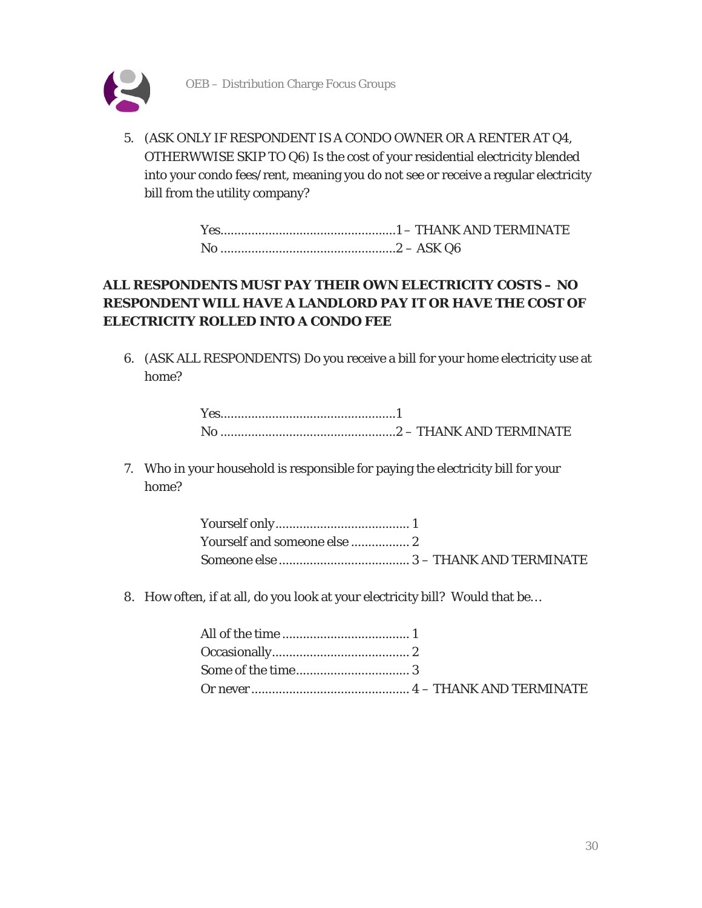5. (ASK ONLY IF RESPONDENT IS A CONDO OWNER OR A RENTER AT Q4, OTHERWWISE SKIP TO Q6) Is the cost of your residential electricity blended into your condo fees/rent, meaning you do not see or receive a regular electricity bill from the utility company?

   Yes....................................................1 – THANK AND TERMINATE
   No ....................................................2 – ASK Q6

***ALL RESPONDENTS MUST PAY THEIR OWN ELECTRICITY COSTS – NO RESPONDENT WILL HAVE A LANDLORD PAY IT OR HAVE THE COST OF ELECTRICITY ROLLED INTO A CONDO FEE***

6. (ASK ALL RESPONDENTS) Do you receive a bill for your home electricity use at home?

   Yes....................................................1
   No ....................................................2 – THANK AND TERMINATE

7. Who in your household is responsible for paying the electricity bill for your home?

   Yourself only....................................... 1
   Yourself and someone else ................. 2
   Someone else ...................................... 3 – THANK AND TERMINATE

8. How often, if at all, do you look at your electricity bill? Would that be…

   All of the time ..................................... 1
   Occasionally........................................ 2
   Some of the time................................. 3
   Or never .............................................. 4 – THANK AND TERMINATE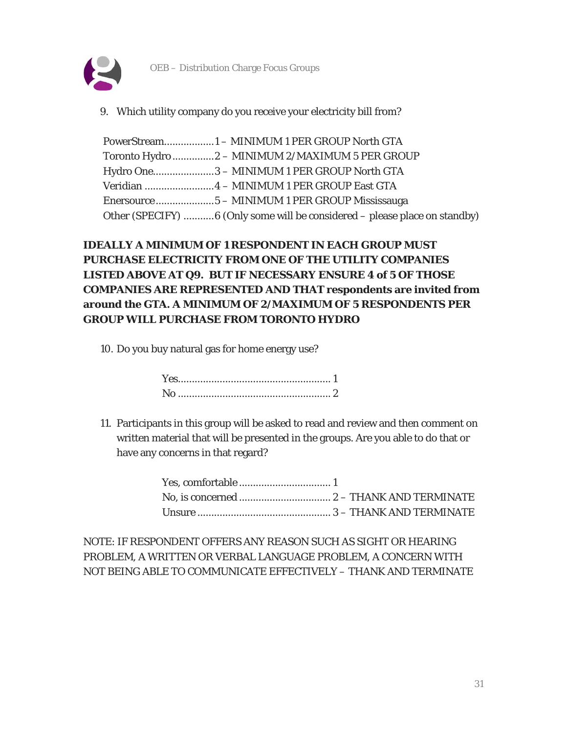9. Which utility company do you receive your electricity bill from?

   PowerStream..................1 – MINIMUM 1 PER GROUP North GTA
   Toronto Hydro...............2 – MINIMUM 2/MAXIMUM 5 PER GROUP
   Hydro One......................3 – MINIMUM 1 PER GROUP North GTA
   Veridian .........................4 – MINIMUM 1 PER GROUP East GTA
   Enersource.....................5 – MINIMUM 1 PER GROUP Mississauga
   Other (SPECIFY) ...........6 (Only some will be considered – please place on standby)

**IDEALLY A MINIMUM OF 1 RESPONDENT IN EACH GROUP MUST PURCHASE ELECTRICITY FROM ONE OF THE UTILITY COMPANIES LISTED ABOVE AT Q9. BUT IF NECESSARY ENSURE 4 of 5 OF THOSE COMPANIES ARE REPRESENTED AND THAT respondents are invited from around the GTA. A MINIMUM OF 2/MAXIMUM OF 5 RESPONDENTS PER GROUP WILL PURCHASE FROM TORONTO HYDRO**

10. Do you buy natural gas for home energy use?

    Yes....................................................... 1
    No ....................................................... 2

11. Participants in this group will be asked to read and review and then comment on written material that will be presented in the groups. Are you able to do that or have any concerns in that regard?

    Yes, comfortable ................................. 1
    No, is concerned ................................. 2 – THANK AND TERMINATE
    Unsure ................................................ 3 – THANK AND TERMINATE

NOTE: IF RESPONDENT OFFERS ANY REASON SUCH AS SIGHT OR HEARING PROBLEM, A WRITTEN OR VERBAL LANGUAGE PROBLEM, A CONCERN WITH NOT BEING ABLE TO COMMUNICATE EFFECTIVELY – THANK AND TERMINATE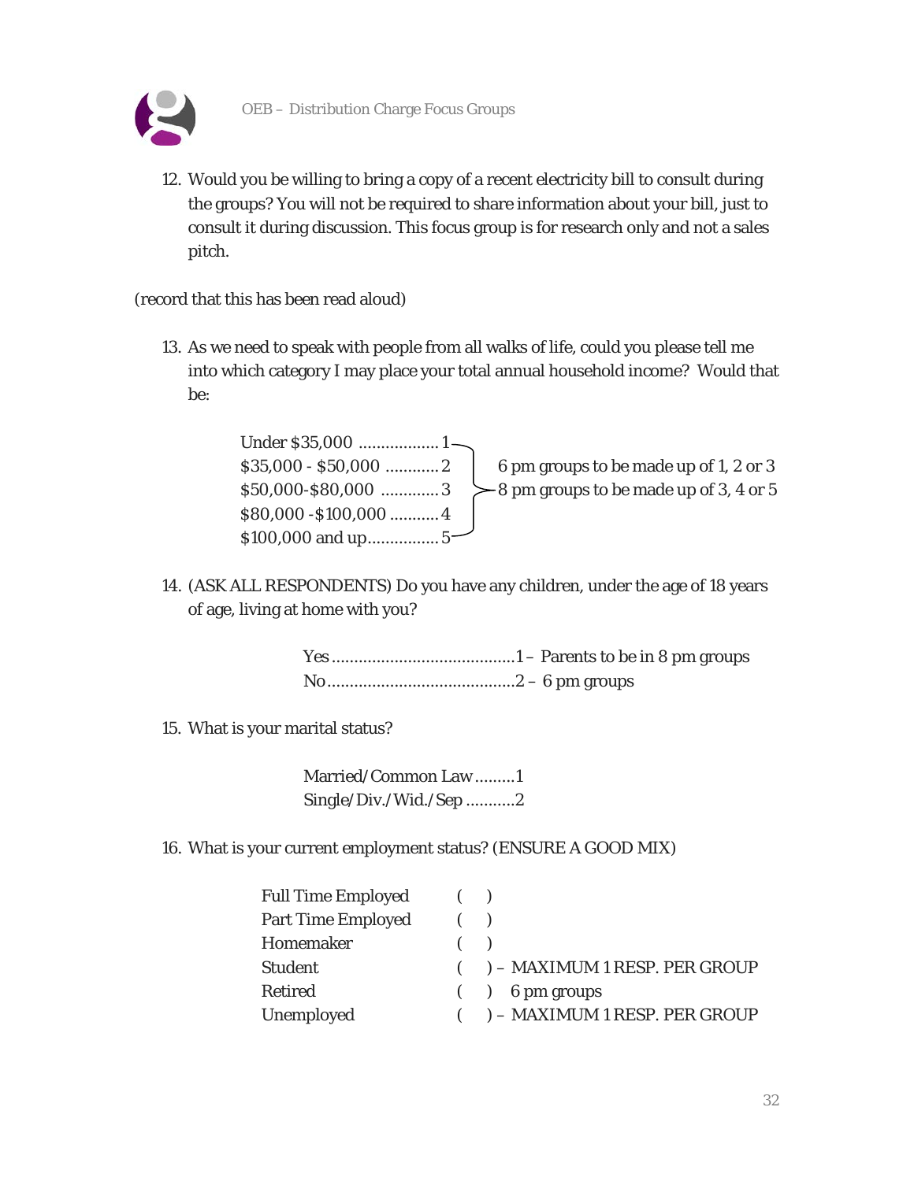12. Would you be willing to bring a copy of a recent electricity bill to consult during the groups? You will not be required to share information about your bill, just to consult it during discussion. This focus group is for research only and not a sales pitch.

(record that this has been read aloud)

13. As we need to speak with people from all walks of life, could you please tell me into which category I may place your total annual household income? Would that be:

    Under $35,000 .................. 1
    $35,000 - $50,000 ............ 2
    $50,000-$80,000 ............. 3
    $80,000 -$100,000 ........... 4
    $100,000 and up................ 5

    6 pm groups to be made up of 1, 2 or 3
    8 pm groups to be made up of 3, 4 or 5

14. (ASK ALL RESPONDENTS) Do you have any children, under the age of 18 years of age, living at home with you?

    Yes .........................................1 – Parents to be in 8 pm groups
    No..........................................2 – 6 pm groups

15. What is your marital status?

    Married/Common Law .........1
    Single/Div./Wid./Sep ...........2

16. What is your current employment status? (ENSURE A GOOD MIX)

    Full Time Employed ( )
    Part Time Employed ( )
    Homemaker ( )
    Student ( ) – MAXIMUM 1 RESP. PER GROUP
    Retired ( ) 6 pm groups
    Unemployed ( ) – MAXIMUM 1 RESP. PER GROUP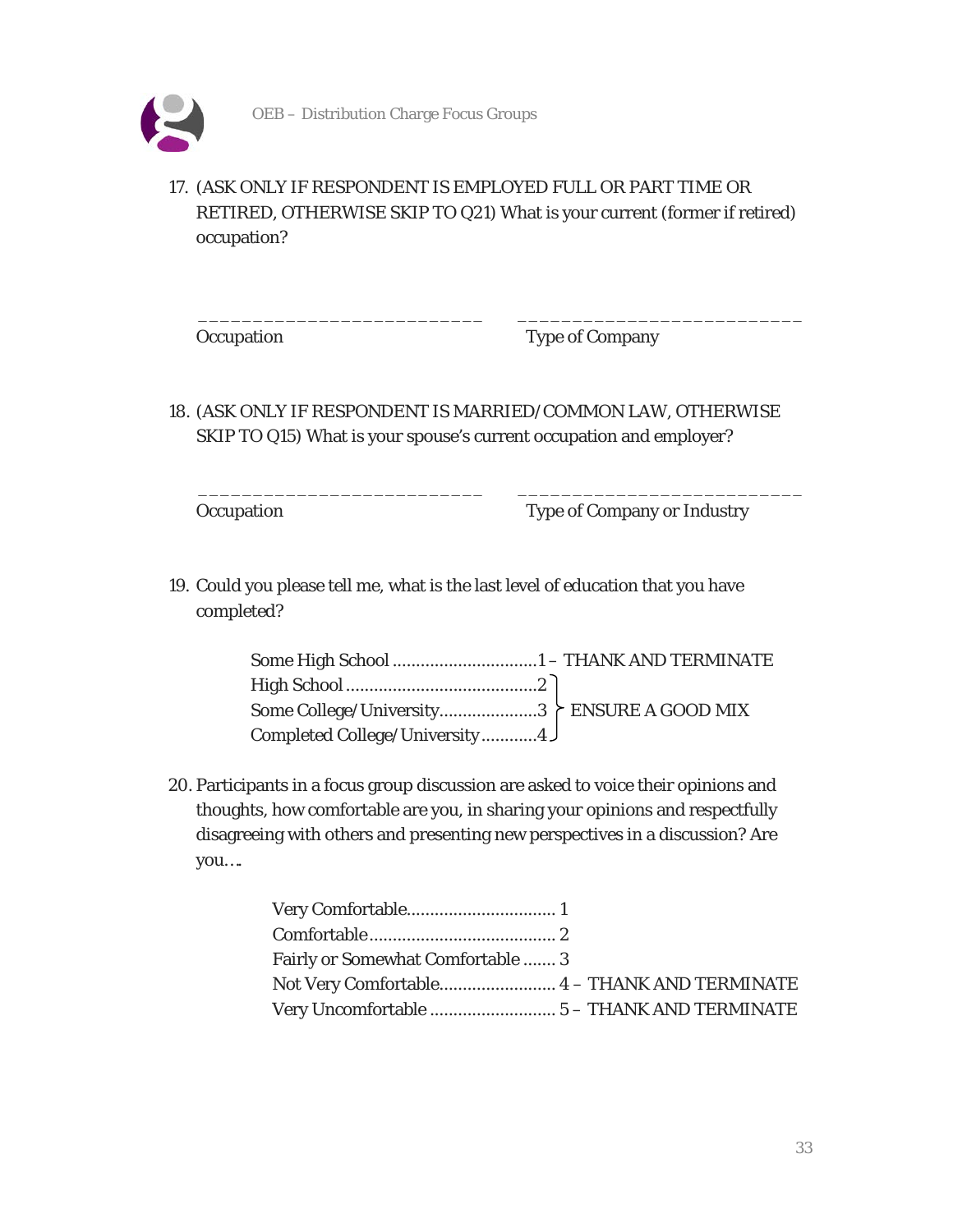17. (ASK ONLY IF RESPONDENT IS EMPLOYED FULL OR PART TIME OR RETIRED, OTHERWISE SKIP TO Q21) What is your current (former if retired) occupation?

| __________________________ | __________________________ |
|---|---|
| Occupation | Type of Company |

18. (ASK ONLY IF RESPONDENT IS MARRIED/COMMON LAW, OTHERWISE SKIP TO Q15) What is your spouse's current occupation and employer?

| __________________________ | __________________________ |
|---|---|
| Occupation | Type of Company or Industry |

19. Could you please tell me, what is the last level of education that you have completed?

| | | |
|---|---|---|
| Some High School | 1 | – THANK AND TERMINATE |
| High School | 2 | ENSURE A GOOD MIX |
| Some College/University | 3 | |
| Completed College/University | 4 | |

20. Participants in a focus group discussion are asked to voice their opinions and thoughts, how comfortable are you, in sharing your opinions and respectfully disagreeing with others and presenting new perspectives in a discussion? Are you….

| | | |
|---|---|---|
| Very Comfortable | 1 | |
| Comfortable | 2 | |
| Fairly or Somewhat Comfortable | 3 | |
| Not Very Comfortable | 4 | – THANK AND TERMINATE |
| Very Uncomfortable | 5 | – THANK AND TERMINATE |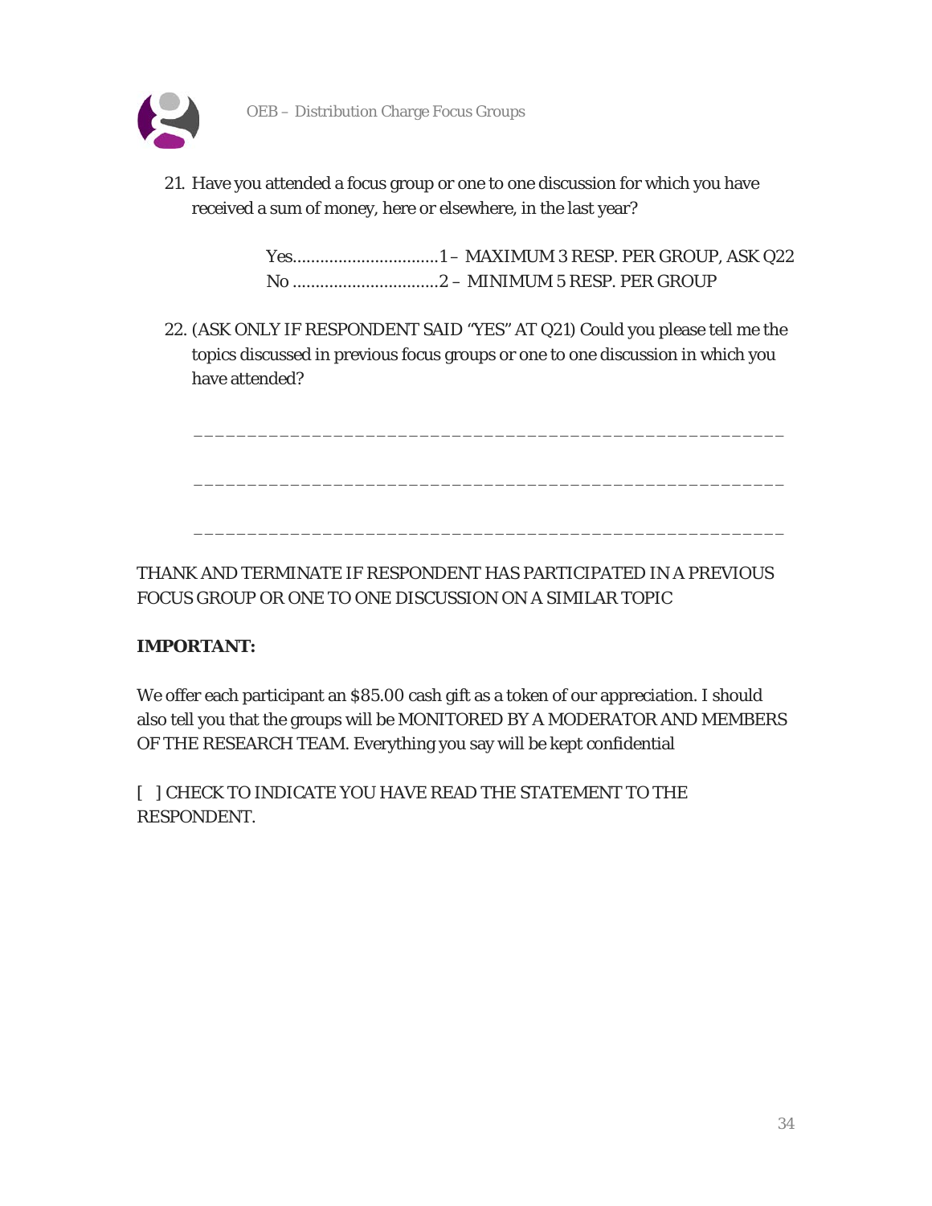21. Have you attended a focus group or one to one discussion for which you have received a sum of money, here or elsewhere, in the last year?

    Yes................................1 – MAXIMUM 3 RESP. PER GROUP, ASK Q22
    No ................................2 – MINIMUM 5 RESP. PER GROUP

22. (ASK ONLY IF RESPONDENT SAID "YES" AT Q21) Could you please tell me the topics discussed in previous focus groups or one to one discussion in which you have attended?

    _____________________________________________________

    _____________________________________________________

    _____________________________________________________

THANK AND TERMINATE IF RESPONDENT HAS PARTICIPATED IN A PREVIOUS FOCUS GROUP OR ONE TO ONE DISCUSSION ON A SIMILAR TOPIC

**IMPORTANT:**

We offer each participant an $85.00 cash gift as a token of our appreciation. I should also tell you that the groups will be MONITORED BY A MODERATOR AND MEMBERS OF THE RESEARCH TEAM. Everything you say will be kept confidential

[ ] CHECK TO INDICATE YOU HAVE READ THE STATEMENT TO THE RESPONDENT.